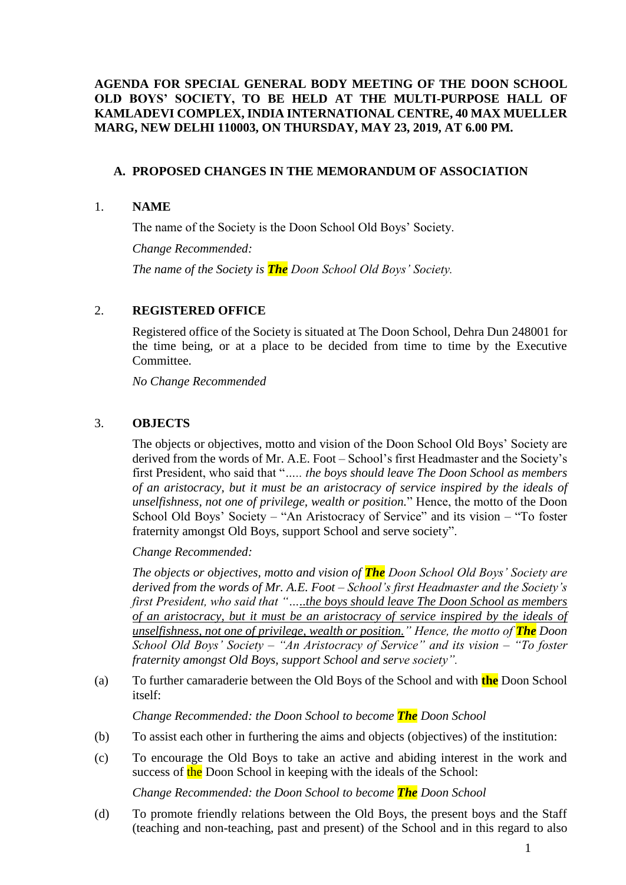**AGENDA FOR SPECIAL GENERAL BODY MEETING OF THE DOON SCHOOL OLD BOYS' SOCIETY, TO BE HELD AT THE MULTI-PURPOSE HALL OF KAMLADEVI COMPLEX, INDIA INTERNATIONAL CENTRE, 40 MAX MUELLER MARG, NEW DELHI 110003, ON THURSDAY, MAY 23, 2019, AT 6.00 PM.**

## A. PROPOSED CHANGES IN THE MEMORANDUM OF ASSOCIATION

### 1. NAME

The name of the Society is the Doon School Old Boys' Society.

*Change Recommended:*

*The name of the Society is **The** Doon School Old Boys' Society.*

### 2. REGISTERED OFFICE

Registered office of the Society is situated at The Doon School, Dehra Dun 248001 for the time being, or at a place to be decided from time to time by the Executive Committee.

*No Change Recommended*

### 3. OBJECTS

The objects or objectives, motto and vision of the Doon School Old Boys' Society are derived from the words of Mr. A.E. Foot – School's first Headmaster and the Society's first President, who said that "*..... the boys should leave The Doon School as members of an aristocracy, but it must be an aristocracy of service inspired by the ideals of unselfishness, not one of privilege, wealth or position.*" Hence, the motto of the Doon School Old Boys' Society – "An Aristocracy of Service" and its vision – "To foster fraternity amongst Old Boys, support School and serve society".

*Change Recommended:*

*The objects or objectives, motto and vision of **The** Doon School Old Boys' Society are derived from the words of Mr. A.E. Foot – School's first Headmaster and the Society's first President, who said that "…..<u>the boys should leave The Doon School as members of an aristocracy, but it must be an aristocracy of service inspired by the ideals of unselfishness, not one of privilege, wealth or position.</u>" Hence, the motto of **The** Doon School Old Boys' Society – "An Aristocracy of Service" and its vision – "To foster fraternity amongst Old Boys, support School and serve society".*

(a) To further camaraderie between the Old Boys of the School and with **the** Doon School itself:

*Change Recommended: the Doon School to become **The** Doon School*

(b) To assist each other in furthering the aims and objects (objectives) of the institution:

(c) To encourage the Old Boys to take an active and abiding interest in the work and success of the Doon School in keeping with the ideals of the School:

*Change Recommended: the Doon School to become **The** Doon School*

(d) To promote friendly relations between the Old Boys, the present boys and the Staff (teaching and non-teaching, past and present) of the School and in this regard to also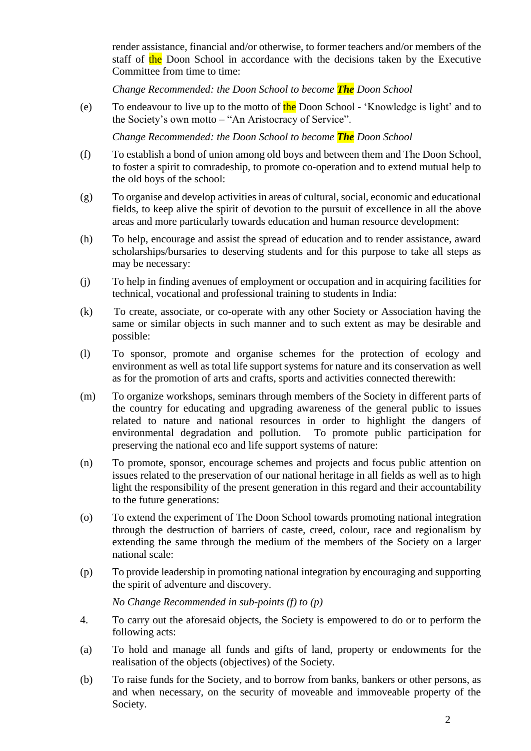render assistance, financial and/or otherwise, to former teachers and/or members of the staff of the Doon School in accordance with the decisions taken by the Executive Committee from time to time:

*Change Recommended: the Doon School to become **The** Doon School*

(e) To endeavour to live up to the motto of the Doon School - 'Knowledge is light' and to the Society's own motto – "An Aristocracy of Service".

*Change Recommended: the Doon School to become **The** Doon School*

(f) To establish a bond of union among old boys and between them and The Doon School, to foster a spirit to comradeship, to promote co-operation and to extend mutual help to the old boys of the school:

(g) To organise and develop activities in areas of cultural, social, economic and educational fields, to keep alive the spirit of devotion to the pursuit of excellence in all the above areas and more particularly towards education and human resource development:

(h) To help, encourage and assist the spread of education and to render assistance, award scholarships/bursaries to deserving students and for this purpose to take all steps as may be necessary:

(j) To help in finding avenues of employment or occupation and in acquiring facilities for technical, vocational and professional training to students in India:

(k) To create, associate, or co-operate with any other Society or Association having the same or similar objects in such manner and to such extent as may be desirable and possible:

(l) To sponsor, promote and organise schemes for the protection of ecology and environment as well as total life support systems for nature and its conservation as well as for the promotion of arts and crafts, sports and activities connected therewith:

(m) To organize workshops, seminars through members of the Society in different parts of the country for educating and upgrading awareness of the general public to issues related to nature and national resources in order to highlight the dangers of environmental degradation and pollution. To promote public participation for preserving the national eco and life support systems of nature:

(n) To promote, sponsor, encourage schemes and projects and focus public attention on issues related to the preservation of our national heritage in all fields as well as to high light the responsibility of the present generation in this regard and their accountability to the future generations:

(o) To extend the experiment of The Doon School towards promoting national integration through the destruction of barriers of caste, creed, colour, race and regionalism by extending the same through the medium of the members of the Society on a larger national scale:

(p) To provide leadership in promoting national integration by encouraging and supporting the spirit of adventure and discovery.

*No Change Recommended in sub-points (f) to (p)*

4. To carry out the aforesaid objects, the Society is empowered to do or to perform the following acts:

(a) To hold and manage all funds and gifts of land, property or endowments for the realisation of the objects (objectives) of the Society.

(b) To raise funds for the Society, and to borrow from banks, bankers or other persons, as and when necessary, on the security of moveable and immoveable property of the Society.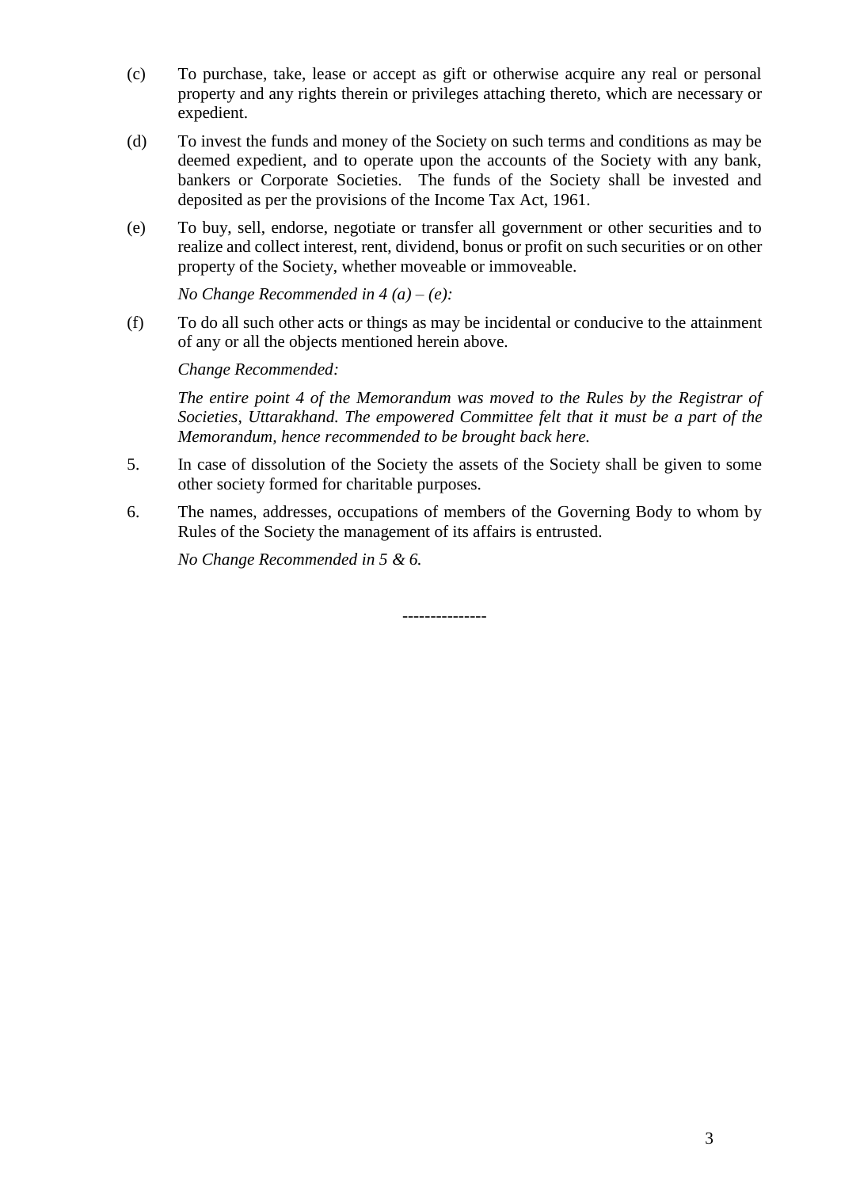(c) To purchase, take, lease or accept as gift or otherwise acquire any real or personal property and any rights therein or privileges attaching thereto, which are necessary or expedient.

(d) To invest the funds and money of the Society on such terms and conditions as may be deemed expedient, and to operate upon the accounts of the Society with any bank, bankers or Corporate Societies. The funds of the Society shall be invested and deposited as per the provisions of the Income Tax Act, 1961.

(e) To buy, sell, endorse, negotiate or transfer all government or other securities and to realize and collect interest, rent, dividend, bonus or profit on such securities or on other property of the Society, whether moveable or immoveable.

*No Change Recommended in 4 (a) – (e):*

(f) To do all such other acts or things as may be incidental or conducive to the attainment of any or all the objects mentioned herein above.

*Change Recommended:*

*The entire point 4 of the Memorandum was moved to the Rules by the Registrar of Societies, Uttarakhand. The empowered Committee felt that it must be a part of the Memorandum, hence recommended to be brought back here.*

5. In case of dissolution of the Society the assets of the Society shall be given to some other society formed for charitable purposes.

6. The names, addresses, occupations of members of the Governing Body to whom by Rules of the Society the management of its affairs is entrusted.

*No Change Recommended in 5 & 6.*

---------------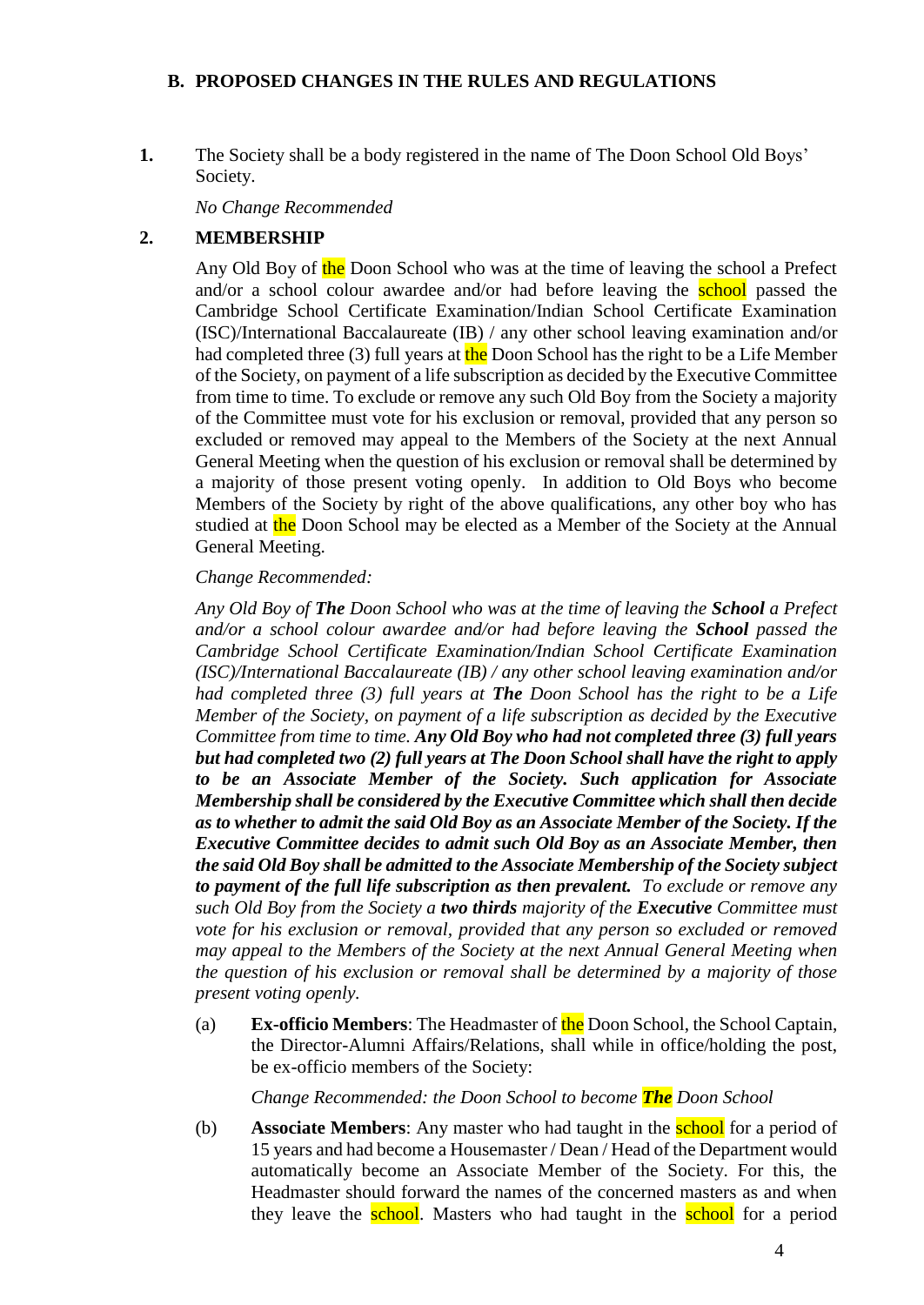## B. PROPOSED CHANGES IN THE RULES AND REGULATIONS

**1.** The Society shall be a body registered in the name of The Doon School Old Boys' Society.

*No Change Recommended*

**2. MEMBERSHIP**

Any Old Boy of the Doon School who was at the time of leaving the school a Prefect and/or a school colour awardee and/or had before leaving the school passed the Cambridge School Certificate Examination/Indian School Certificate Examination (ISC)/International Baccalaureate (IB) / any other school leaving examination and/or had completed three (3) full years at the Doon School has the right to be a Life Member of the Society, on payment of a life subscription as decided by the Executive Committee from time to time. To exclude or remove any such Old Boy from the Society a majority of the Committee must vote for his exclusion or removal, provided that any person so excluded or removed may appeal to the Members of the Society at the next Annual General Meeting when the question of his exclusion or removal shall be determined by a majority of those present voting openly. In addition to Old Boys who become Members of the Society by right of the above qualifications, any other boy who has studied at the Doon School may be elected as a Member of the Society at the Annual General Meeting.

*Change Recommended:*

*Any Old Boy of **The** Doon School who was at the time of leaving the **School** a Prefect and/or a school colour awardee and/or had before leaving the **School** passed the Cambridge School Certificate Examination/Indian School Certificate Examination (ISC)/International Baccalaureate (IB) / any other school leaving examination and/or had completed three (3) full years at **The** Doon School has the right to be a Life Member of the Society, on payment of a life subscription as decided by the Executive Committee from time to time. **Any Old Boy who had not completed three (3) full years but had completed two (2) full years at The Doon School shall have the right to apply to be an Associate Member of the Society. Such application for Associate Membership shall be considered by the Executive Committee which shall then decide as to whether to admit the said Old Boy as an Associate Member of the Society. If the Executive Committee decides to admit such Old Boy as an Associate Member, then the said Old Boy shall be admitted to the Associate Membership of the Society subject to payment of the full life subscription as then prevalent.** To exclude or remove any such Old Boy from the Society a **two thirds** majority of the **Executive** Committee must vote for his exclusion or removal, provided that any person so excluded or removed may appeal to the Members of the Society at the next Annual General Meeting when the question of his exclusion or removal shall be determined by a majority of those present voting openly.*

(a) **Ex-officio Members**: The Headmaster of the Doon School, the School Captain, the Director-Alumni Affairs/Relations, shall while in office/holding the post, be ex-officio members of the Society:

*Change Recommended: the Doon School to become **The** Doon School*

(b) **Associate Members**: Any master who had taught in the school for a period of 15 years and had become a Housemaster / Dean / Head of the Department would automatically become an Associate Member of the Society. For this, the Headmaster should forward the names of the concerned masters as and when they leave the school. Masters who had taught in the school for a period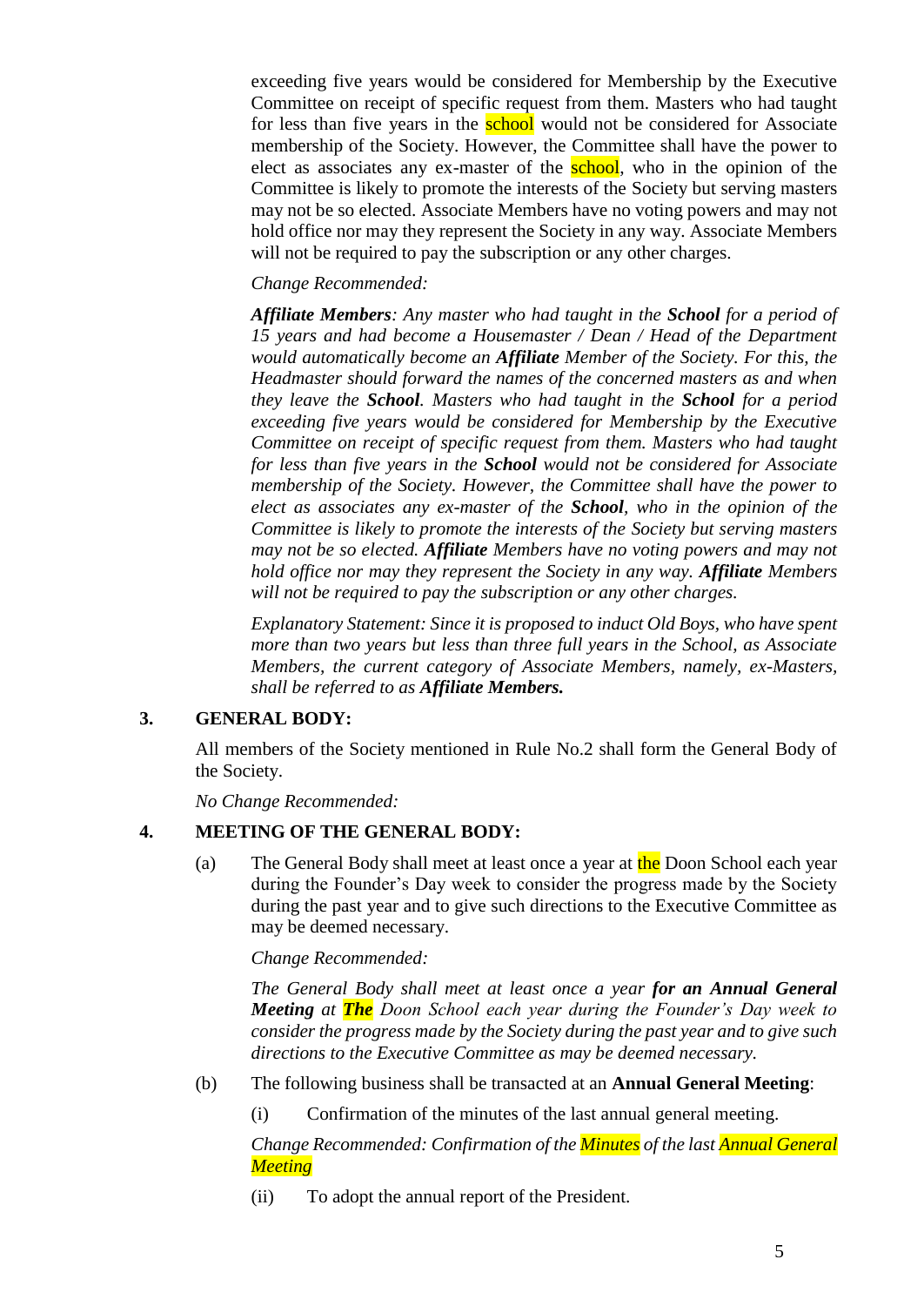exceeding five years would be considered for Membership by the Executive Committee on receipt of specific request from them. Masters who had taught for less than five years in the school would not be considered for Associate membership of the Society. However, the Committee shall have the power to elect as associates any ex-master of the school, who in the opinion of the Committee is likely to promote the interests of the Society but serving masters may not be so elected. Associate Members have no voting powers and may not hold office nor may they represent the Society in any way. Associate Members will not be required to pay the subscription or any other charges.

*Change Recommended:*

***Affiliate Members****: Any master who had taught in the* ***School*** *for a period of 15 years and had become a Housemaster / Dean / Head of the Department would automatically become an* ***Affiliate*** *Member of the Society. For this, the Headmaster should forward the names of the concerned masters as and when they leave the* ***School****. Masters who had taught in the* ***School*** *for a period exceeding five years would be considered for Membership by the Executive Committee on receipt of specific request from them. Masters who had taught for less than five years in the* ***School*** *would not be considered for Associate membership of the Society. However, the Committee shall have the power to elect as associates any ex-master of the* ***School****, who in the opinion of the Committee is likely to promote the interests of the Society but serving masters may not be so elected.* ***Affiliate*** *Members have no voting powers and may not hold office nor may they represent the Society in any way.* ***Affiliate*** *Members will not be required to pay the subscription or any other charges.*

*Explanatory Statement: Since it is proposed to induct Old Boys, who have spent more than two years but less than three full years in the School, as Associate Members, the current category of Associate Members, namely, ex-Masters, shall be referred to as* ***Affiliate Members.***

## 3. GENERAL BODY:

All members of the Society mentioned in Rule No.2 shall form the General Body of the Society.

*No Change Recommended:*

## 4. MEETING OF THE GENERAL BODY:

(a) The General Body shall meet at least once a year at the Doon School each year during the Founder's Day week to consider the progress made by the Society during the past year and to give such directions to the Executive Committee as may be deemed necessary.

*Change Recommended:*

*The General Body shall meet at least once a year* ***for an Annual General Meeting*** *at* ***The*** *Doon School each year during the Founder's Day week to consider the progress made by the Society during the past year and to give such directions to the Executive Committee as may be deemed necessary.*

(b) The following business shall be transacted at an **Annual General Meeting**:

(i) Confirmation of the minutes of the last annual general meeting.

*Change Recommended: Confirmation of the Minutes of the last Annual General Meeting*

(ii) To adopt the annual report of the President.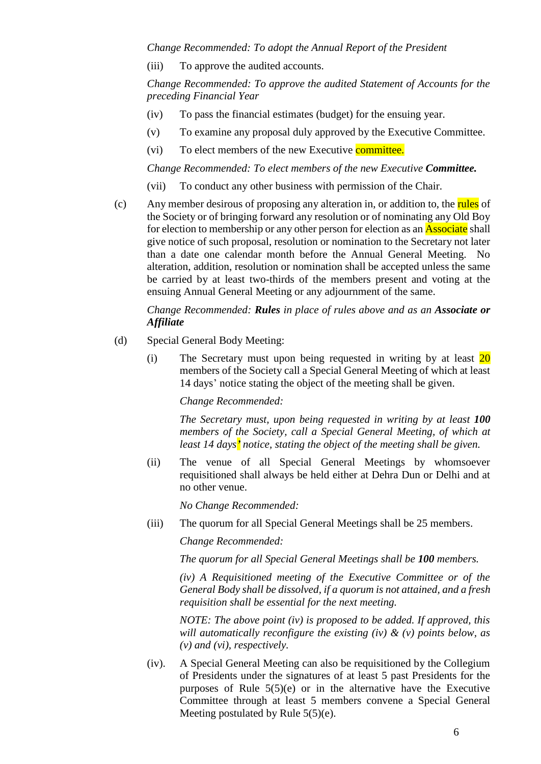*Change Recommended: To adopt the Annual Report of the President*

(iii) To approve the audited accounts.

*Change Recommended: To approve the audited Statement of Accounts for the preceding Financial Year*

(iv) To pass the financial estimates (budget) for the ensuing year.

(v) To examine any proposal duly approved by the Executive Committee.

(vi) To elect members of the new Executive committee.

*Change Recommended: To elect members of the new Executive* ***Committee.***

(vii) To conduct any other business with permission of the Chair.

(c) Any member desirous of proposing any alteration in, or addition to, the rules of the Society or of bringing forward any resolution or of nominating any Old Boy for election to membership or any other person for election as an Associate shall give notice of such proposal, resolution or nomination to the Secretary not later than a date one calendar month before the Annual General Meeting. No alteration, addition, resolution or nomination shall be accepted unless the same be carried by at least two-thirds of the members present and voting at the ensuing Annual General Meeting or any adjournment of the same.

*Change Recommended:* ***Rules*** *in place of rules above and as an* ***Associate or Affiliate***

(d) Special General Body Meeting:

(i) The Secretary must upon being requested in writing by at least 20 members of the Society call a Special General Meeting of which at least 14 days' notice stating the object of the meeting shall be given.

*Change Recommended:*

*The Secretary must, upon being requested in writing by at least* ***100*** *members of the Society, call a Special General Meeting, of which at least 14 days' notice, stating the object of the meeting shall be given.*

(ii) The venue of all Special General Meetings by whomsoever requisitioned shall always be held either at Dehra Dun or Delhi and at no other venue.

*No Change Recommended:*

(iii) The quorum for all Special General Meetings shall be 25 members.

*Change Recommended:*

*The quorum for all Special General Meetings shall be* ***100*** *members.*

*(iv) A Requisitioned meeting of the Executive Committee or of the General Body shall be dissolved, if a quorum is not attained, and a fresh requisition shall be essential for the next meeting.*

*NOTE: The above point (iv) is proposed to be added. If approved, this will automatically reconfigure the existing (iv) & (v) points below, as (v) and (vi), respectively.*

(iv). A Special General Meeting can also be requisitioned by the Collegium of Presidents under the signatures of at least 5 past Presidents for the purposes of Rule 5(5)(e) or in the alternative have the Executive Committee through at least 5 members convene a Special General Meeting postulated by Rule 5(5)(e).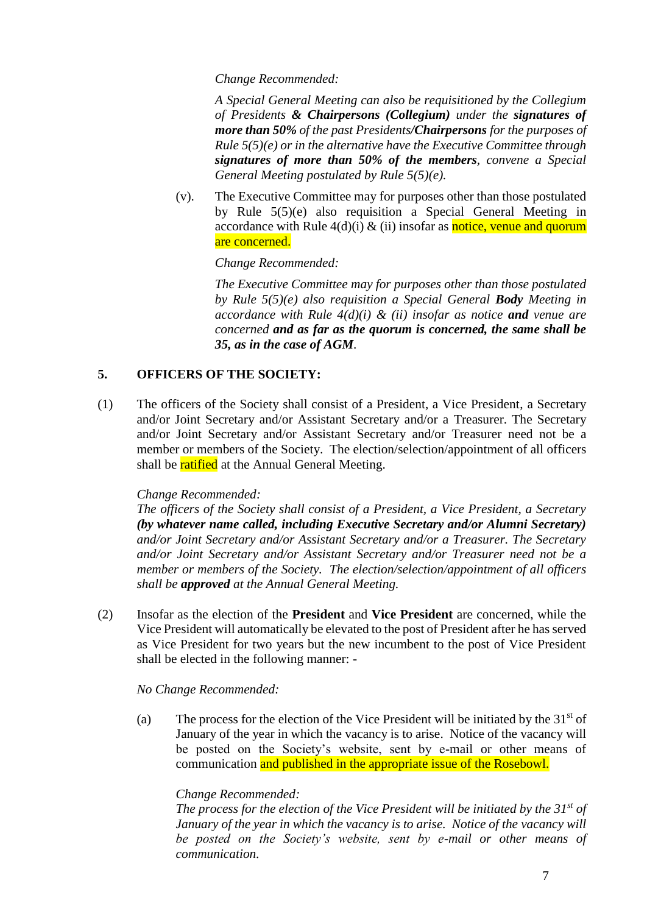*Change Recommended:*

*A Special General Meeting can also be requisitioned by the Collegium of Presidents* ***& Chairpersons (Collegium)*** *under the* ***signatures of more than 50%*** *of the past Presidents****/Chairpersons*** *for the purposes of Rule 5(5)(e) or in the alternative have the Executive Committee through* ***signatures of more than 50% of the members****, convene a Special General Meeting postulated by Rule 5(5)(e).*

(v). The Executive Committee may for purposes other than those postulated by Rule 5(5)(e) also requisition a Special General Meeting in accordance with Rule 4(d)(i) & (ii) insofar as notice, venue and quorum are concerned.

*Change Recommended:*

*The Executive Committee may for purposes other than those postulated by Rule 5(5)(e) also requisition a Special General* ***Body*** *Meeting in accordance with Rule 4(d)(i) & (ii) insofar as notice* ***and*** *venue are concerned* ***and as far as the quorum is concerned, the same shall be 35, as in the case of AGM****.*

## 5. OFFICERS OF THE SOCIETY:

(1) The officers of the Society shall consist of a President, a Vice President, a Secretary and/or Joint Secretary and/or Assistant Secretary and/or a Treasurer. The Secretary and/or Joint Secretary and/or Assistant Secretary and/or Treasurer need not be a member or members of the Society. The election/selection/appointment of all officers shall be ratified at the Annual General Meeting.

*Change Recommended:*
*The officers of the Society shall consist of a President, a Vice President, a Secretary* ***(by whatever name called, including Executive Secretary and/or Alumni Secretary)*** *and/or Joint Secretary and/or Assistant Secretary and/or a Treasurer. The Secretary and/or Joint Secretary and/or Assistant Secretary and/or Treasurer need not be a member or members of the Society. The election/selection/appointment of all officers shall be* ***approved*** *at the Annual General Meeting.*

(2) Insofar as the election of the **President** and **Vice President** are concerned, while the Vice President will automatically be elevated to the post of President after he has served as Vice President for two years but the new incumbent to the post of Vice President shall be elected in the following manner: -

*No Change Recommended:*

(a) The process for the election of the Vice President will be initiated by the 31st of January of the year in which the vacancy is to arise. Notice of the vacancy will be posted on the Society's website, sent by e-mail or other means of communication and published in the appropriate issue of the Rosebowl.

*Change Recommended:*
*The process for the election of the Vice President will be initiated by the 31st of January of the year in which the vacancy is to arise. Notice of the vacancy will be posted on the Society's website, sent by e-mail or other means of communication.*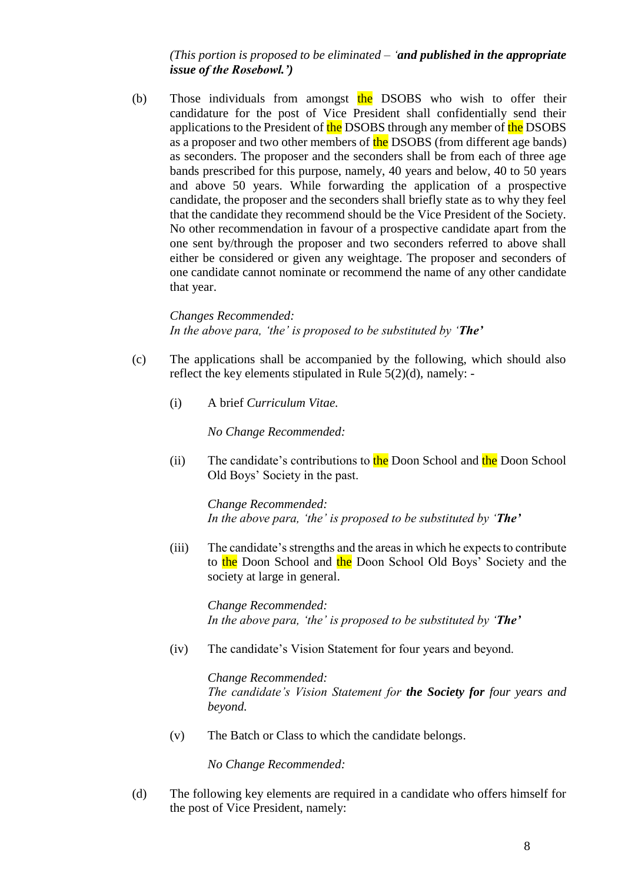*(This portion is proposed to be eliminated – '**and published in the appropriate issue of the Rosebowl.'**)*

(b) Those individuals from amongst the DSOBS who wish to offer their candidature for the post of Vice President shall confidentially send their applications to the President of the DSOBS through any member of the DSOBS as a proposer and two other members of the DSOBS (from different age bands) as seconders. The proposer and the seconders shall be from each of three age bands prescribed for this purpose, namely, 40 years and below, 40 to 50 years and above 50 years. While forwarding the application of a prospective candidate, the proposer and the seconders shall briefly state as to why they feel that the candidate they recommend should be the Vice President of the Society. No other recommendation in favour of a prospective candidate apart from the one sent by/through the proposer and two seconders referred to above shall either be considered or given any weightage. The proposer and seconders of one candidate cannot nominate or recommend the name of any other candidate that year.

*Changes Recommended:*
*In the above para, 'the' is proposed to be substituted by '**The'***

(c) The applications shall be accompanied by the following, which should also reflect the key elements stipulated in Rule 5(2)(d), namely: -

(i) A brief *Curriculum Vitae.*

*No Change Recommended:*

(ii) The candidate's contributions to the Doon School and the Doon School Old Boys' Society in the past.

*Change Recommended:*
*In the above para, 'the' is proposed to be substituted by '**The'***

(iii) The candidate's strengths and the areas in which he expects to contribute to the Doon School and the Doon School Old Boys' Society and the society at large in general.

*Change Recommended:*
*In the above para, 'the' is proposed to be substituted by '**The'***

(iv) The candidate's Vision Statement for four years and beyond.

*Change Recommended:*
*The candidate's Vision Statement for **the Society for** four years and beyond.*

(v) The Batch or Class to which the candidate belongs.

*No Change Recommended:*

(d) The following key elements are required in a candidate who offers himself for the post of Vice President, namely: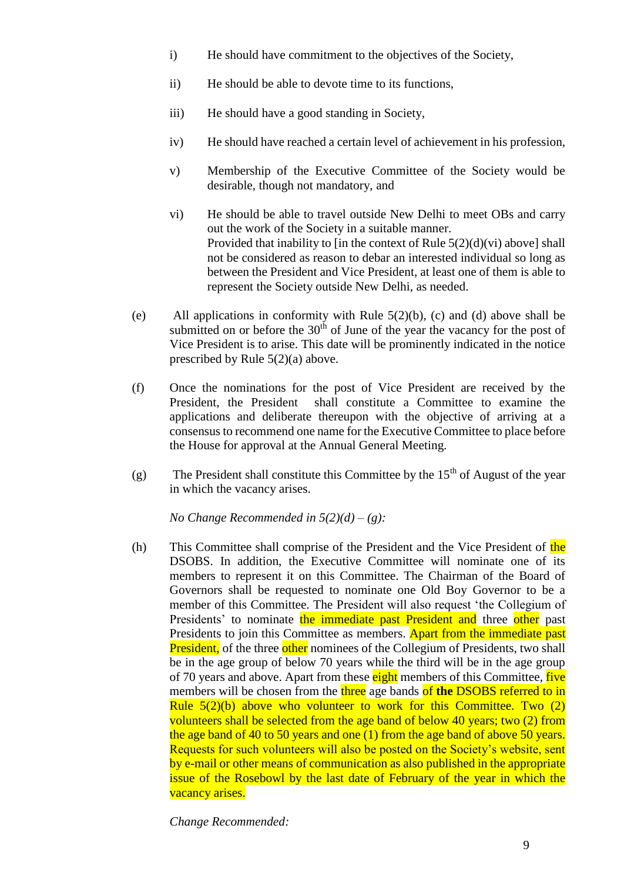i) He should have commitment to the objectives of the Society,

ii) He should be able to devote time to its functions,

iii) He should have a good standing in Society,

iv) He should have reached a certain level of achievement in his profession,

v) Membership of the Executive Committee of the Society would be desirable, though not mandatory, and

vi) He should be able to travel outside New Delhi to meet OBs and carry out the work of the Society in a suitable manner.
Provided that inability to [in the context of Rule 5(2)(d)(vi) above] shall not be considered as reason to debar an interested individual so long as between the President and Vice President, at least one of them is able to represent the Society outside New Delhi, as needed.

(e) All applications in conformity with Rule 5(2)(b), (c) and (d) above shall be submitted on or before the 30th of June of the year the vacancy for the post of Vice President is to arise. This date will be prominently indicated in the notice prescribed by Rule 5(2)(a) above.

(f) Once the nominations for the post of Vice President are received by the President, the President shall constitute a Committee to examine the applications and deliberate thereupon with the objective of arriving at a consensus to recommend one name for the Executive Committee to place before the House for approval at the Annual General Meeting.

(g) The President shall constitute this Committee by the 15th of August of the year in which the vacancy arises.

*No Change Recommended in 5(2)(d) – (g):*

(h) This Committee shall comprise of the President and the Vice President of the DSOBS. In addition, the Executive Committee will nominate one of its members to represent it on this Committee. The Chairman of the Board of Governors shall be requested to nominate one Old Boy Governor to be a member of this Committee. The President will also request 'the Collegium of Presidents' to nominate the immediate past President and three other past Presidents to join this Committee as members. Apart from the immediate past President, of the three other nominees of the Collegium of Presidents, two shall be in the age group of below 70 years while the third will be in the age group of 70 years and above. Apart from these eight members of this Committee, five members will be chosen from the three age bands of **the** DSOBS referred to in Rule 5(2)(b) above who volunteer to work for this Committee. Two (2) volunteers shall be selected from the age band of below 40 years; two (2) from the age band of 40 to 50 years and one (1) from the age band of above 50 years. Requests for such volunteers will also be posted on the Society's website, sent by e-mail or other means of communication as also published in the appropriate issue of the Rosebowl by the last date of February of the year in which the vacancy arises.

*Change Recommended:*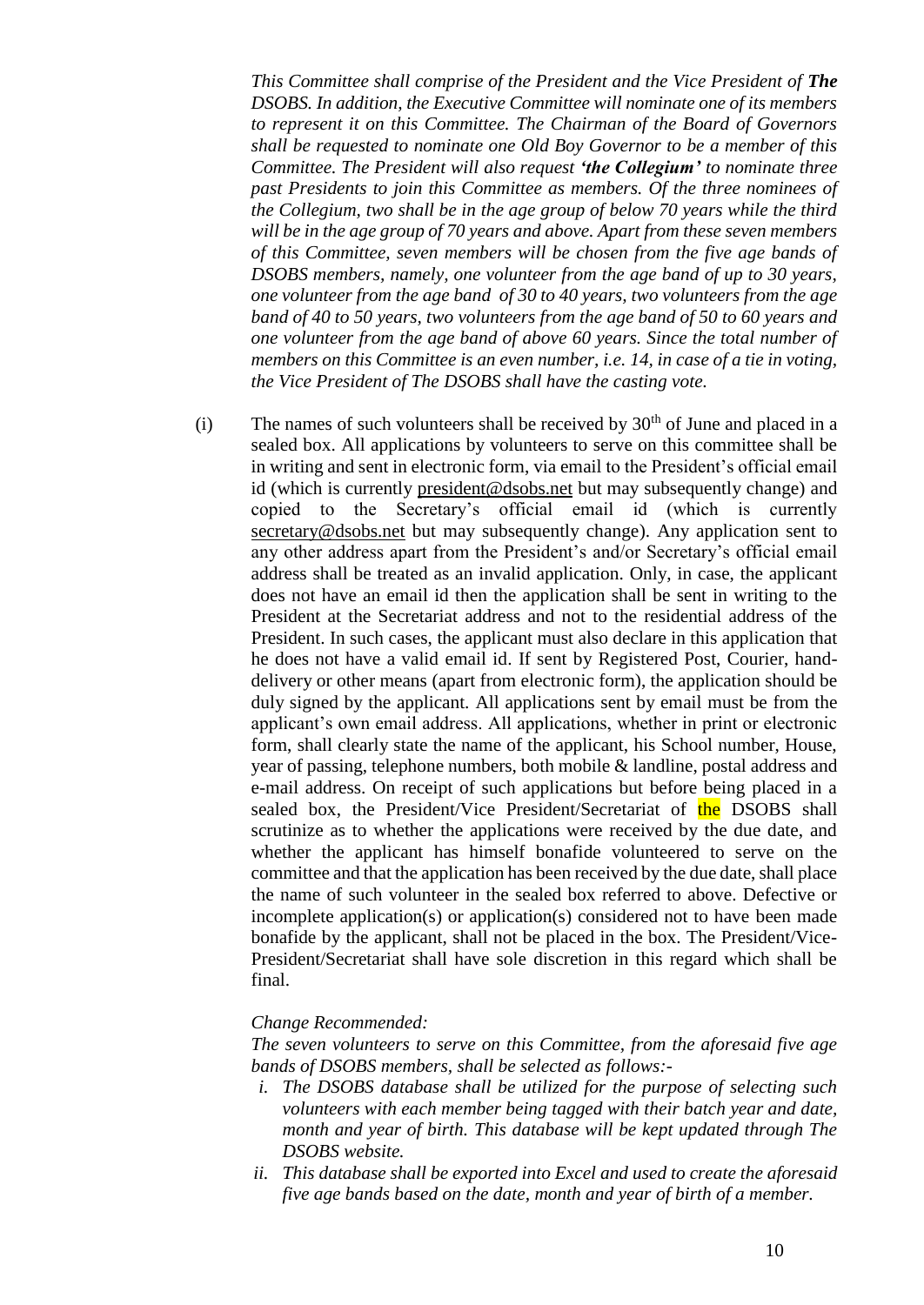*This Committee shall comprise of the President and the Vice President of **The DSOBS**. In addition, the Executive Committee will nominate one of its members to represent it on this Committee. The Chairman of the Board of Governors shall be requested to nominate one Old Boy Governor to be a member of this Committee. The President will also request **'the Collegium'** to nominate three past Presidents to join this Committee as members. Of the three nominees of the Collegium, two shall be in the age group of below 70 years while the third will be in the age group of 70 years and above. Apart from these seven members of this Committee, seven members will be chosen from the five age bands of DSOBS members, namely, one volunteer from the age band of up to 30 years, one volunteer from the age band of 30 to 40 years, two volunteers from the age band of 40 to 50 years, two volunteers from the age band of 50 to 60 years and one volunteer from the age band of above 60 years. Since the total number of members on this Committee is an even number, i.e. 14, in case of a tie in voting, the Vice President of The DSOBS shall have the casting vote.*

(i) The names of such volunteers shall be received by 30th of June and placed in a sealed box. All applications by volunteers to serve on this committee shall be in writing and sent in electronic form, via email to the President's official email id (which is currently president@dsobs.net but may subsequently change) and copied to the Secretary's official email id (which is currently secretary@dsobs.net but may subsequently change). Any application sent to any other address apart from the President's and/or Secretary's official email address shall be treated as an invalid application. Only, in case, the applicant does not have an email id then the application shall be sent in writing to the President at the Secretariat address and not to the residential address of the President. In such cases, the applicant must also declare in this application that he does not have a valid email id. If sent by Registered Post, Courier, hand-delivery or other means (apart from electronic form), the application should be duly signed by the applicant. All applications sent by email must be from the applicant's own email address. All applications, whether in print or electronic form, shall clearly state the name of the applicant, his School number, House, year of passing, telephone numbers, both mobile & landline, postal address and e-mail address. On receipt of such applications but before being placed in a sealed box, the President/Vice President/Secretariat of the DSOBS shall scrutinize as to whether the applications were received by the due date, and whether the applicant has himself bonafide volunteered to serve on the committee and that the application has been received by the due date, shall place the name of such volunteer in the sealed box referred to above. Defective or incomplete application(s) or application(s) considered not to have been made bonafide by the applicant, shall not be placed in the box. The President/Vice-President/Secretariat shall have sole discretion in this regard which shall be final.

*Change Recommended:*

*The seven volunteers to serve on this Committee, from the aforesaid five age bands of DSOBS members, shall be selected as follows:-*

- *i. The DSOBS database shall be utilized for the purpose of selecting such volunteers with each member being tagged with their batch year and date, month and year of birth. This database will be kept updated through The DSOBS website.*
- *ii. This database shall be exported into Excel and used to create the aforesaid five age bands based on the date, month and year of birth of a member.*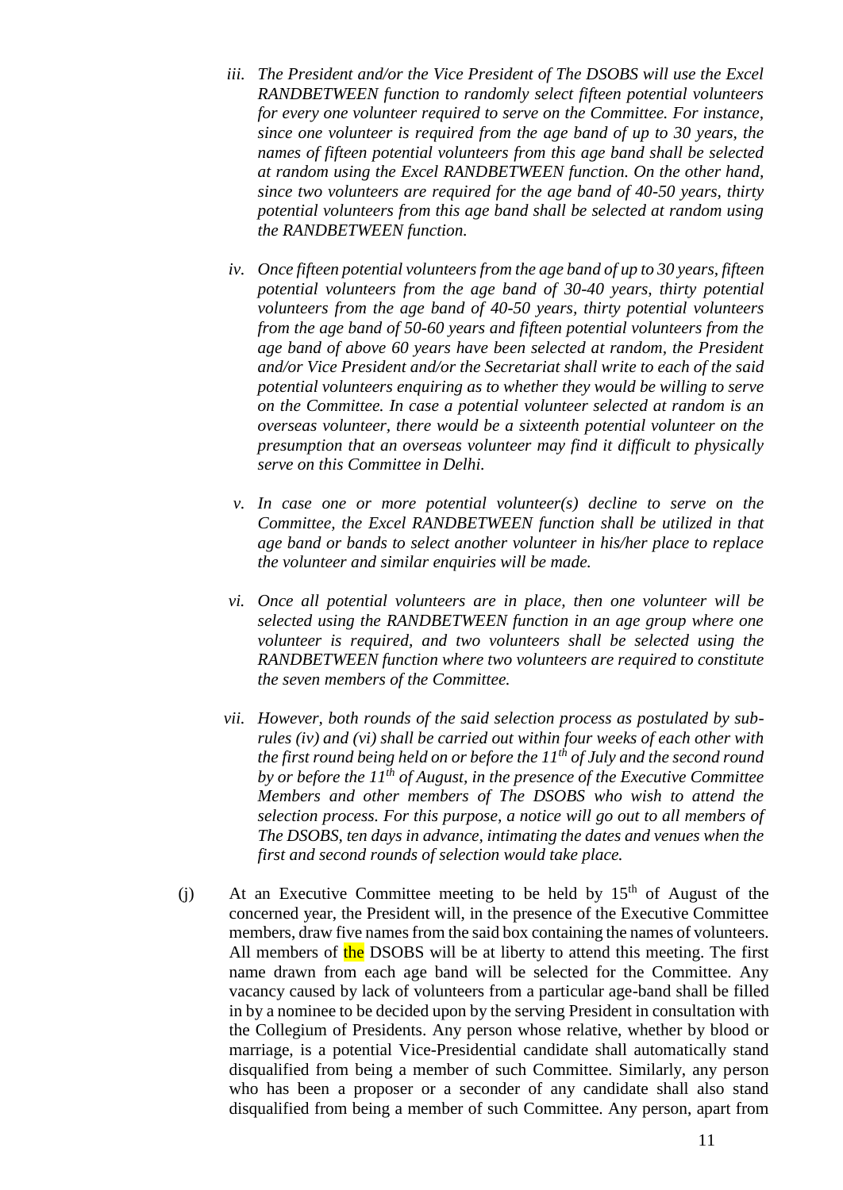*iii. The President and/or the Vice President of The DSOBS will use the Excel RANDBETWEEN function to randomly select fifteen potential volunteers for every one volunteer required to serve on the Committee. For instance, since one volunteer is required from the age band of up to 30 years, the names of fifteen potential volunteers from this age band shall be selected at random using the Excel RANDBETWEEN function. On the other hand, since two volunteers are required for the age band of 40-50 years, thirty potential volunteers from this age band shall be selected at random using the RANDBETWEEN function.*

*iv. Once fifteen potential volunteers from the age band of up to 30 years, fifteen potential volunteers from the age band of 30-40 years, thirty potential volunteers from the age band of 40-50 years, thirty potential volunteers from the age band of 50-60 years and fifteen potential volunteers from the age band of above 60 years have been selected at random, the President and/or Vice President and/or the Secretariat shall write to each of the said potential volunteers enquiring as to whether they would be willing to serve on the Committee. In case a potential volunteer selected at random is an overseas volunteer, there would be a sixteenth potential volunteer on the presumption that an overseas volunteer may find it difficult to physically serve on this Committee in Delhi.*

*v. In case one or more potential volunteer(s) decline to serve on the Committee, the Excel RANDBETWEEN function shall be utilized in that age band or bands to select another volunteer in his/her place to replace the volunteer and similar enquiries will be made.*

*vi. Once all potential volunteers are in place, then one volunteer will be selected using the RANDBETWEEN function in an age group where one volunteer is required, and two volunteers shall be selected using the RANDBETWEEN function where two volunteers are required to constitute the seven members of the Committee.*

*vii. However, both rounds of the said selection process as postulated by sub-rules (iv) and (vi) shall be carried out within four weeks of each other with the first round being held on or before the 11th of July and the second round by or before the 11th of August, in the presence of the Executive Committee Members and other members of The DSOBS who wish to attend the selection process. For this purpose, a notice will go out to all members of The DSOBS, ten days in advance, intimating the dates and venues when the first and second rounds of selection would take place.*

(j) At an Executive Committee meeting to be held by 15th of August of the concerned year, the President will, in the presence of the Executive Committee members, draw five names from the said box containing the names of volunteers. All members of the DSOBS will be at liberty to attend this meeting. The first name drawn from each age band will be selected for the Committee. Any vacancy caused by lack of volunteers from a particular age-band shall be filled in by a nominee to be decided upon by the serving President in consultation with the Collegium of Presidents. Any person whose relative, whether by blood or marriage, is a potential Vice-Presidential candidate shall automatically stand disqualified from being a member of such Committee. Similarly, any person who has been a proposer or a seconder of any candidate shall also stand disqualified from being a member of such Committee. Any person, apart from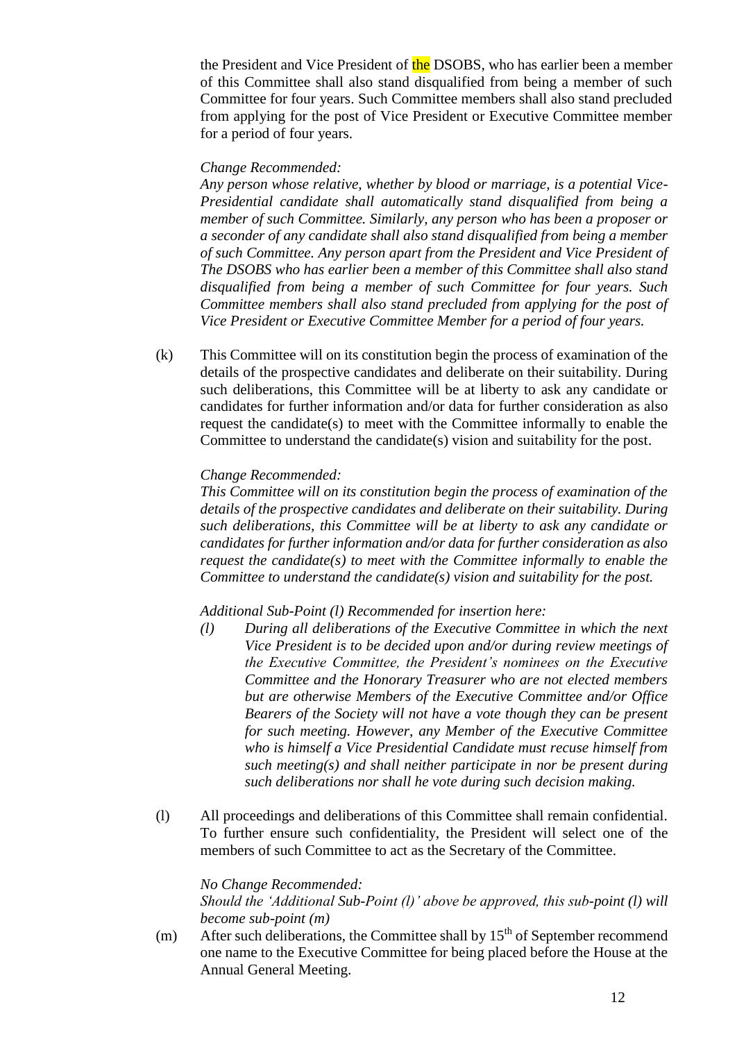the President and Vice President of the DSOBS, who has earlier been a member of this Committee shall also stand disqualified from being a member of such Committee for four years. Such Committee members shall also stand precluded from applying for the post of Vice President or Executive Committee member for a period of four years.

*Change Recommended:*
*Any person whose relative, whether by blood or marriage, is a potential Vice-Presidential candidate shall automatically stand disqualified from being a member of such Committee. Similarly, any person who has been a proposer or a seconder of any candidate shall also stand disqualified from being a member of such Committee. Any person apart from the President and Vice President of The DSOBS who has earlier been a member of this Committee shall also stand disqualified from being a member of such Committee for four years. Such Committee members shall also stand precluded from applying for the post of Vice President or Executive Committee Member for a period of four years.*

(k) This Committee will on its constitution begin the process of examination of the details of the prospective candidates and deliberate on their suitability. During such deliberations, this Committee will be at liberty to ask any candidate or candidates for further information and/or data for further consideration as also request the candidate(s) to meet with the Committee informally to enable the Committee to understand the candidate(s) vision and suitability for the post.

*Change Recommended:*
*This Committee will on its constitution begin the process of examination of the details of the prospective candidates and deliberate on their suitability. During such deliberations, this Committee will be at liberty to ask any candidate or candidates for further information and/or data for further consideration as also request the candidate(s) to meet with the Committee informally to enable the Committee to understand the candidate(s) vision and suitability for the post.*

*Additional Sub-Point (l) Recommended for insertion here:*

*(l) During all deliberations of the Executive Committee in which the next Vice President is to be decided upon and/or during review meetings of the Executive Committee, the President's nominees on the Executive Committee and the Honorary Treasurer who are not elected members but are otherwise Members of the Executive Committee and/or Office Bearers of the Society will not have a vote though they can be present for such meeting. However, any Member of the Executive Committee who is himself a Vice Presidential Candidate must recuse himself from such meeting(s) and shall neither participate in nor be present during such deliberations nor shall he vote during such decision making.*

(l) All proceedings and deliberations of this Committee shall remain confidential. To further ensure such confidentiality, the President will select one of the members of such Committee to act as the Secretary of the Committee.

*No Change Recommended:*
*Should the 'Additional Sub-Point (l)' above be approved, this sub-point (l) will become sub-point (m)*

(m) After such deliberations, the Committee shall by 15th of September recommend one name to the Executive Committee for being placed before the House at the Annual General Meeting.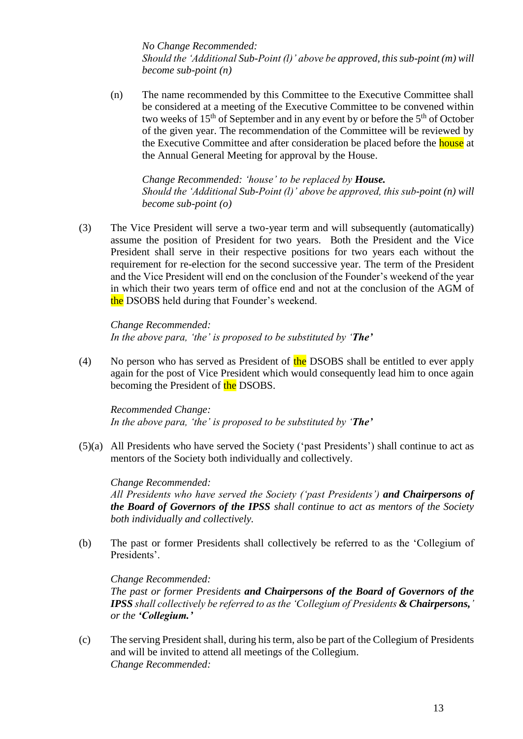*No Change Recommended:*
*Should the 'Additional Sub-Point (l)' above be approved, this sub-point (m) will become sub-point (n)*

(n) The name recommended by this Committee to the Executive Committee shall be considered at a meeting of the Executive Committee to be convened within two weeks of 15th of September and in any event by or before the 5th of October of the given year. The recommendation of the Committee will be reviewed by the Executive Committee and after consideration be placed before the house at the Annual General Meeting for approval by the House.

*Change Recommended: 'house' to be replaced by **House.***
*Should the 'Additional Sub-Point (l)' above be approved, this sub-point (n) will become sub-point (o)*

(3) The Vice President will serve a two-year term and will subsequently (automatically) assume the position of President for two years. Both the President and the Vice President shall serve in their respective positions for two years each without the requirement for re-election for the second successive year. The term of the President and the Vice President will end on the conclusion of the Founder's weekend of the year in which their two years term of office end and not at the conclusion of the AGM of the DSOBS held during that Founder's weekend.

*Change Recommended:*
*In the above para, 'the' is proposed to be substituted by '**The**'*

(4) No person who has served as President of the DSOBS shall be entitled to ever apply again for the post of Vice President which would consequently lead him to once again becoming the President of the DSOBS.

*Recommended Change:*
*In the above para, 'the' is proposed to be substituted by '**The**'*

(5)(a) All Presidents who have served the Society ('past Presidents') shall continue to act as mentors of the Society both individually and collectively.

*Change Recommended:*
*All Presidents who have served the Society ('past Presidents') **and Chairpersons of the Board of Governors of the IPSS** shall continue to act as mentors of the Society both individually and collectively.*

(b) The past or former Presidents shall collectively be referred to as the 'Collegium of Presidents'.

*Change Recommended:*
*The past or former Presidents **and Chairpersons of the Board of Governors of the IPSS** shall collectively be referred to as the 'Collegium of Presidents **& Chairpersons,**' or the **'Collegium.'***

(c) The serving President shall, during his term, also be part of the Collegium of Presidents and will be invited to attend all meetings of the Collegium.
*Change Recommended:*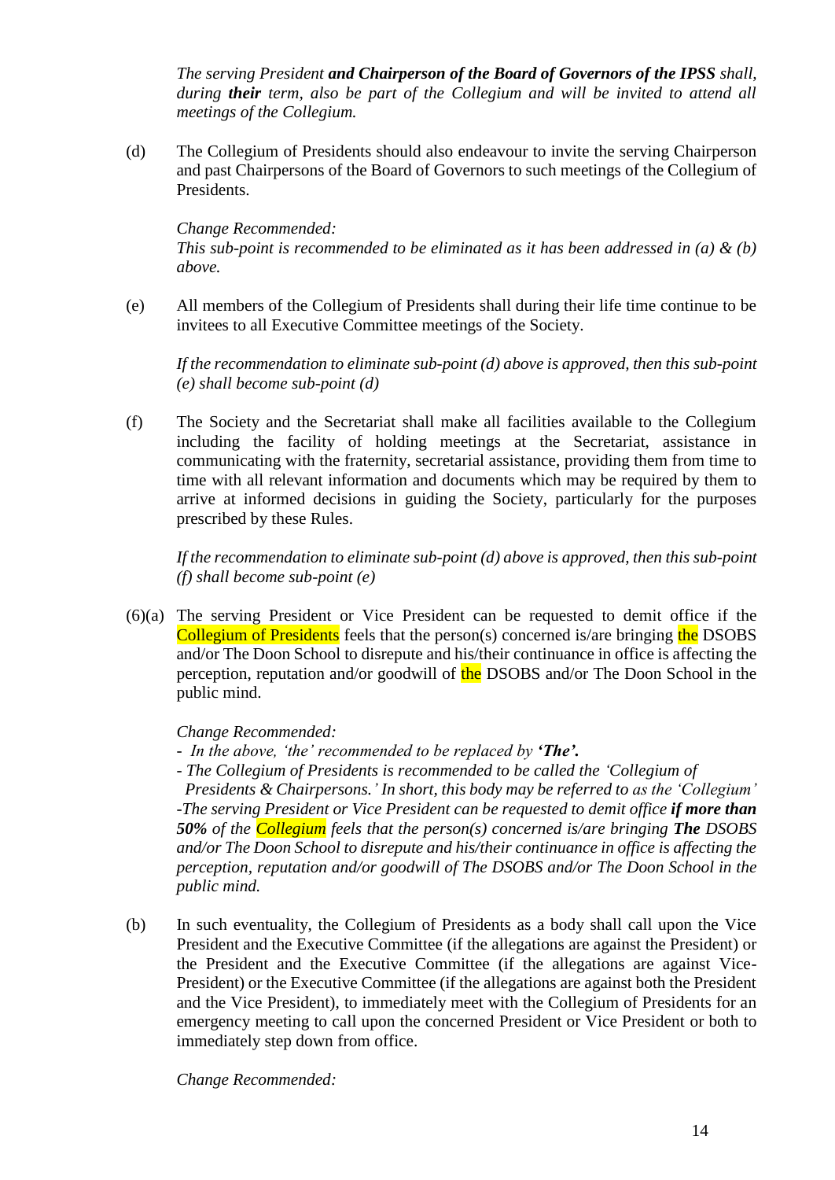*The serving President **and Chairperson of the Board of Governors of the IPSS** shall, during **their** term, also be part of the Collegium and will be invited to attend all meetings of the Collegium.*

(d) The Collegium of Presidents should also endeavour to invite the serving Chairperson and past Chairpersons of the Board of Governors to such meetings of the Collegium of Presidents.

*Change Recommended:*
*This sub-point is recommended to be eliminated as it has been addressed in (a) & (b) above.*

(e) All members of the Collegium of Presidents shall during their life time continue to be invitees to all Executive Committee meetings of the Society.

*If the recommendation to eliminate sub-point (d) above is approved, then this sub-point (e) shall become sub-point (d)*

(f) The Society and the Secretariat shall make all facilities available to the Collegium including the facility of holding meetings at the Secretariat, assistance in communicating with the fraternity, secretarial assistance, providing them from time to time with all relevant information and documents which may be required by them to arrive at informed decisions in guiding the Society, particularly for the purposes prescribed by these Rules.

*If the recommendation to eliminate sub-point (d) above is approved, then this sub-point (f) shall become sub-point (e)*

(6)(a) The serving President or Vice President can be requested to demit office if the Collegium of Presidents feels that the person(s) concerned is/are bringing the DSOBS and/or The Doon School to disrepute and his/their continuance in office is affecting the perception, reputation and/or goodwill of the DSOBS and/or The Doon School in the public mind.

*Change Recommended:*

*- In the above, 'the' recommended to be replaced by **'The'.***

*- The Collegium of Presidents is recommended to be called the 'Collegium of Presidents & Chairpersons.' In short, this body may be referred to as the 'Collegium'*

*-The serving President or Vice President can be requested to demit office **if more than 50%** of the Collegium feels that the person(s) concerned is/are bringing **The** DSOBS and/or The Doon School to disrepute and his/their continuance in office is affecting the perception, reputation and/or goodwill of The DSOBS and/or The Doon School in the public mind.*

(b) In such eventuality, the Collegium of Presidents as a body shall call upon the Vice President and the Executive Committee (if the allegations are against the President) or the President and the Executive Committee (if the allegations are against Vice-President) or the Executive Committee (if the allegations are against both the President and the Vice President), to immediately meet with the Collegium of Presidents for an emergency meeting to call upon the concerned President or Vice President or both to immediately step down from office.

*Change Recommended:*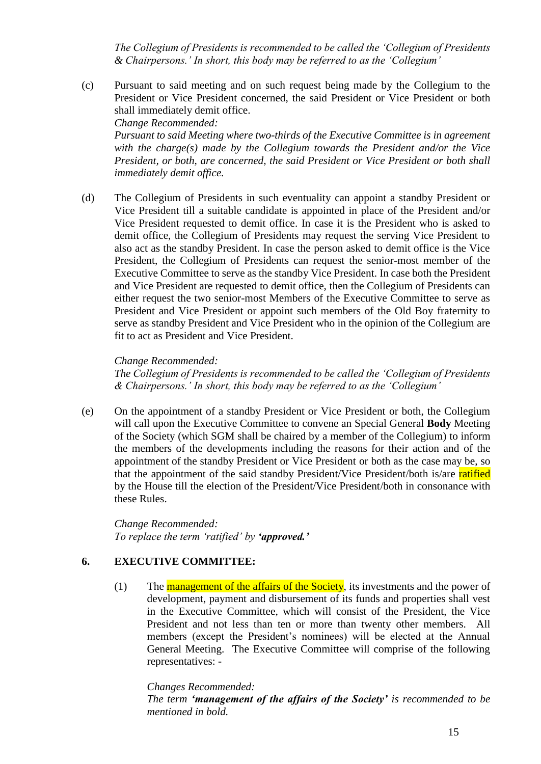*The Collegium of Presidents is recommended to be called the 'Collegium of Presidents & Chairpersons.' In short, this body may be referred to as the 'Collegium'*

(c) Pursuant to said meeting and on such request being made by the Collegium to the President or Vice President concerned, the said President or Vice President or both shall immediately demit office.
*Change Recommended:*
*Pursuant to said Meeting where two-thirds of the Executive Committee is in agreement with the charge(s) made by the Collegium towards the President and/or the Vice President, or both, are concerned, the said President or Vice President or both shall immediately demit office.*

(d) The Collegium of Presidents in such eventuality can appoint a standby President or Vice President till a suitable candidate is appointed in place of the President and/or Vice President requested to demit office. In case it is the President who is asked to demit office, the Collegium of Presidents may request the serving Vice President to also act as the standby President. In case the person asked to demit office is the Vice President, the Collegium of Presidents can request the senior-most member of the Executive Committee to serve as the standby Vice President. In case both the President and Vice President are requested to demit office, then the Collegium of Presidents can either request the two senior-most Members of the Executive Committee to serve as President and Vice President or appoint such members of the Old Boy fraternity to serve as standby President and Vice President who in the opinion of the Collegium are fit to act as President and Vice President.

*Change Recommended:*
*The Collegium of Presidents is recommended to be called the 'Collegium of Presidents & Chairpersons.' In short, this body may be referred to as the 'Collegium'*

(e) On the appointment of a standby President or Vice President or both, the Collegium will call upon the Executive Committee to convene an Special General **Body** Meeting of the Society (which SGM shall be chaired by a member of the Collegium) to inform the members of the developments including the reasons for their action and of the appointment of the standby President or Vice President or both as the case may be, so that the appointment of the said standby President/Vice President/both is/are ratified by the House till the election of the President/Vice President/both in consonance with these Rules.

*Change Recommended:*
*To replace the term 'ratified' by **'approved.'***

## 6. EXECUTIVE COMMITTEE:

(1) The management of the affairs of the Society, its investments and the power of development, payment and disbursement of its funds and properties shall vest in the Executive Committee, which will consist of the President, the Vice President and not less than ten or more than twenty other members. All members (except the President's nominees) will be elected at the Annual General Meeting. The Executive Committee will comprise of the following representatives: -

*Changes Recommended:*
*The term **'management of the affairs of the Society'** is recommended to be mentioned in bold.*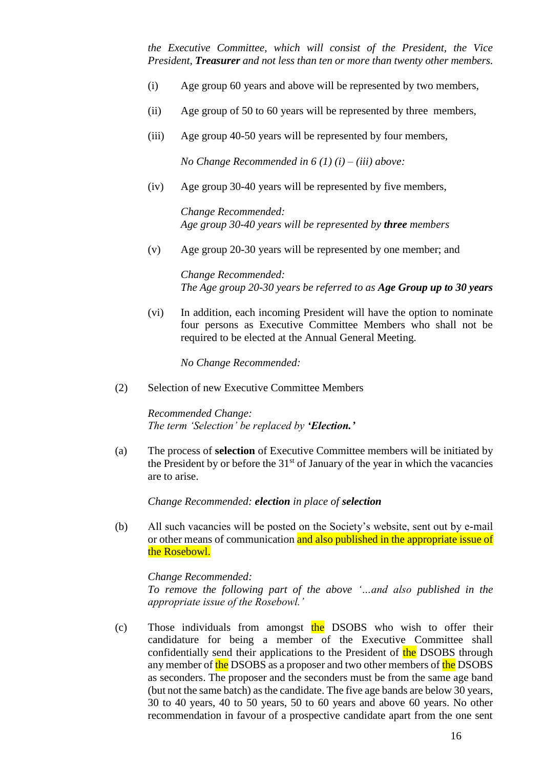*the Executive Committee, which will consist of the President, the Vice President, **Treasurer** and not less than ten or more than twenty other members.*

(i) Age group 60 years and above will be represented by two members,

(ii) Age group of 50 to 60 years will be represented by three members,

(iii) Age group 40-50 years will be represented by four members,

*No Change Recommended in 6 (1) (i) – (iii) above:*

(iv) Age group 30-40 years will be represented by five members,

*Change Recommended:*
*Age group 30-40 years will be represented by **three** members*

(v) Age group 20-30 years will be represented by one member; and

*Change Recommended:*
*The Age group 20-30 years be referred to as **Age Group up to 30 years***

(vi) In addition, each incoming President will have the option to nominate four persons as Executive Committee Members who shall not be required to be elected at the Annual General Meeting.

*No Change Recommended:*

(2) Selection of new Executive Committee Members

*Recommended Change:*
*The term 'Selection' be replaced by **'Election.'***

(a) The process of **selection** of Executive Committee members will be initiated by the President by or before the 31st of January of the year in which the vacancies are to arise.

*Change Recommended: **election** in place of **selection***

(b) All such vacancies will be posted on the Society's website, sent out by e-mail or other means of communication and also published in the appropriate issue of the Rosebowl.

*Change Recommended:*
*To remove the following part of the above '...and also published in the appropriate issue of the Rosebowl.'*

(c) Those individuals from amongst the DSOBS who wish to offer their candidature for being a member of the Executive Committee shall confidentially send their applications to the President of the DSOBS through any member of the DSOBS as a proposer and two other members of the DSOBS as seconders. The proposer and the seconders must be from the same age band (but not the same batch) as the candidate. The five age bands are below 30 years, 30 to 40 years, 40 to 50 years, 50 to 60 years and above 60 years. No other recommendation in favour of a prospective candidate apart from the one sent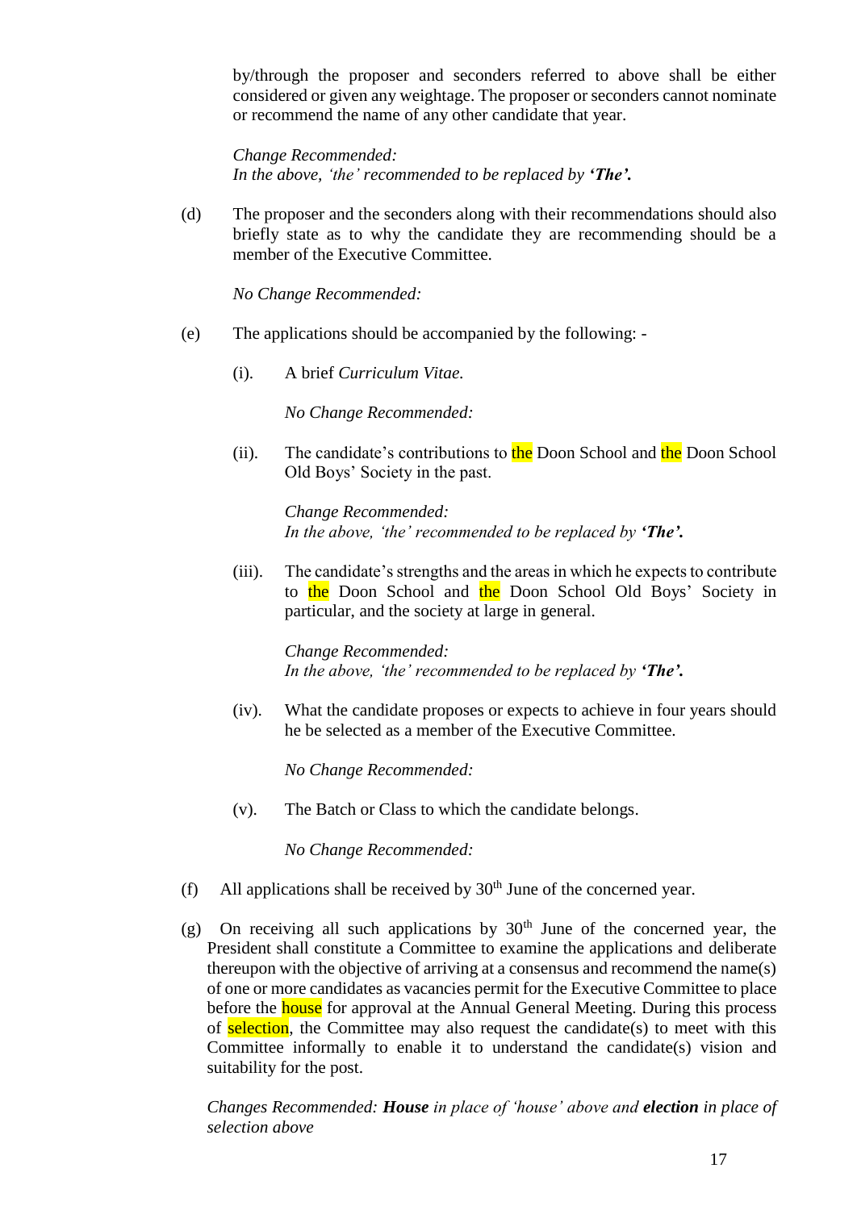by/through the proposer and seconders referred to above shall be either considered or given any weightage. The proposer or seconders cannot nominate or recommend the name of any other candidate that year.

*Change Recommended:*
*In the above, 'the' recommended to be replaced by **'The'.***

(d) The proposer and the seconders along with their recommendations should also briefly state as to why the candidate they are recommending should be a member of the Executive Committee.

*No Change Recommended:*

(e) The applications should be accompanied by the following: -

(i). A brief *Curriculum Vitae.*

*No Change Recommended:*

(ii). The candidate's contributions to the Doon School and the Doon School Old Boys' Society in the past.

*Change Recommended:*
*In the above, 'the' recommended to be replaced by **'The'.***

(iii). The candidate's strengths and the areas in which he expects to contribute to the Doon School and the Doon School Old Boys' Society in particular, and the society at large in general.

*Change Recommended:*
*In the above, 'the' recommended to be replaced by **'The'.***

(iv). What the candidate proposes or expects to achieve in four years should he be selected as a member of the Executive Committee.

*No Change Recommended:*

(v). The Batch or Class to which the candidate belongs.

*No Change Recommended:*

(f) All applications shall be received by 30th June of the concerned year.

(g) On receiving all such applications by 30th June of the concerned year, the President shall constitute a Committee to examine the applications and deliberate thereupon with the objective of arriving at a consensus and recommend the name(s) of one or more candidates as vacancies permit for the Executive Committee to place before the house for approval at the Annual General Meeting. During this process of selection, the Committee may also request the candidate(s) to meet with this Committee informally to enable it to understand the candidate(s) vision and suitability for the post.

*Changes Recommended: **House** in place of 'house' above and **election** in place of selection above*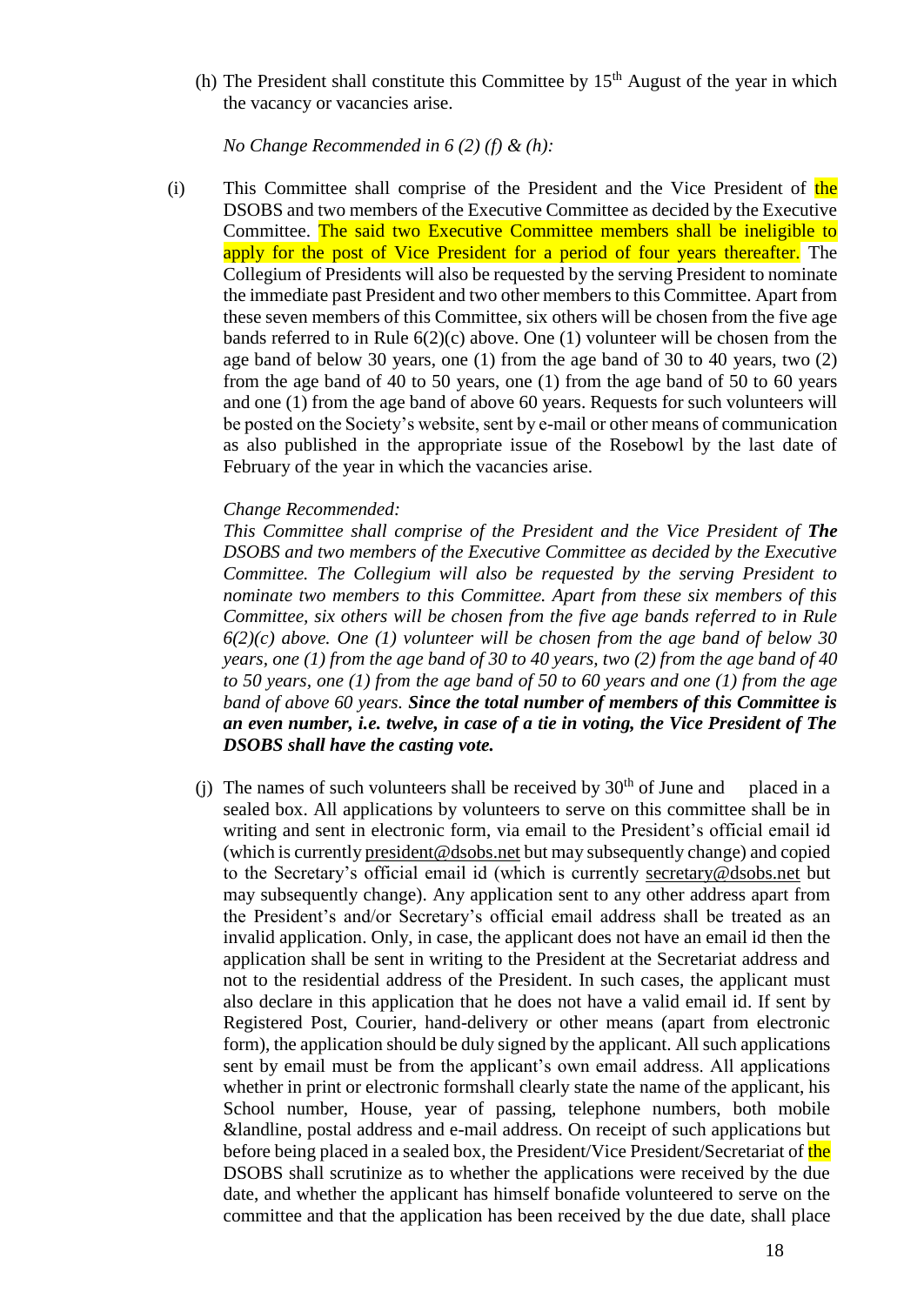(h) The President shall constitute this Committee by 15th August of the year in which the vacancy or vacancies arise.

*No Change Recommended in 6 (2) (f) & (h):*

(i) This Committee shall comprise of the President and the Vice President of the DSOBS and two members of the Executive Committee as decided by the Executive Committee. The said two Executive Committee members shall be ineligible to apply for the post of Vice President for a period of four years thereafter. The Collegium of Presidents will also be requested by the serving President to nominate the immediate past President and two other members to this Committee. Apart from these seven members of this Committee, six others will be chosen from the five age bands referred to in Rule 6(2)(c) above. One (1) volunteer will be chosen from the age band of below 30 years, one (1) from the age band of 30 to 40 years, two (2) from the age band of 40 to 50 years, one (1) from the age band of 50 to 60 years and one (1) from the age band of above 60 years. Requests for such volunteers will be posted on the Society's website, sent by e-mail or other means of communication as also published in the appropriate issue of the Rosebowl by the last date of February of the year in which the vacancies arise.

*Change Recommended:*

*This Committee shall comprise of the President and the Vice President of **The** DSOBS and two members of the Executive Committee as decided by the Executive Committee. The Collegium will also be requested by the serving President to nominate two members to this Committee. Apart from these six members of this Committee, six others will be chosen from the five age bands referred to in Rule 6(2)(c) above. One (1) volunteer will be chosen from the age band of below 30 years, one (1) from the age band of 30 to 40 years, two (2) from the age band of 40 to 50 years, one (1) from the age band of 50 to 60 years and one (1) from the age band of above 60 years.* ***Since the total number of members of this Committee is an even number, i.e. twelve, in case of a tie in voting, the Vice President of The DSOBS shall have the casting vote.***

(j) The names of such volunteers shall be received by 30th of June and placed in a sealed box. All applications by volunteers to serve on this committee shall be in writing and sent in electronic form, via email to the President's official email id (which is currently president@dsobs.net but may subsequently change) and copied to the Secretary's official email id (which is currently secretary@dsobs.net but may subsequently change). Any application sent to any other address apart from the President's and/or Secretary's official email address shall be treated as an invalid application. Only, in case, the applicant does not have an email id then the application shall be sent in writing to the President at the Secretariat address and not to the residential address of the President. In such cases, the applicant must also declare in this application that he does not have a valid email id. If sent by Registered Post, Courier, hand-delivery or other means (apart from electronic form), the application should be duly signed by the applicant. All such applications sent by email must be from the applicant's own email address. All applications whether in print or electronic formshall clearly state the name of the applicant, his School number, House, year of passing, telephone numbers, both mobile &landline, postal address and e-mail address. On receipt of such applications but before being placed in a sealed box, the President/Vice President/Secretariat of the DSOBS shall scrutinize as to whether the applications were received by the due date, and whether the applicant has himself bonafide volunteered to serve on the committee and that the application has been received by the due date, shall place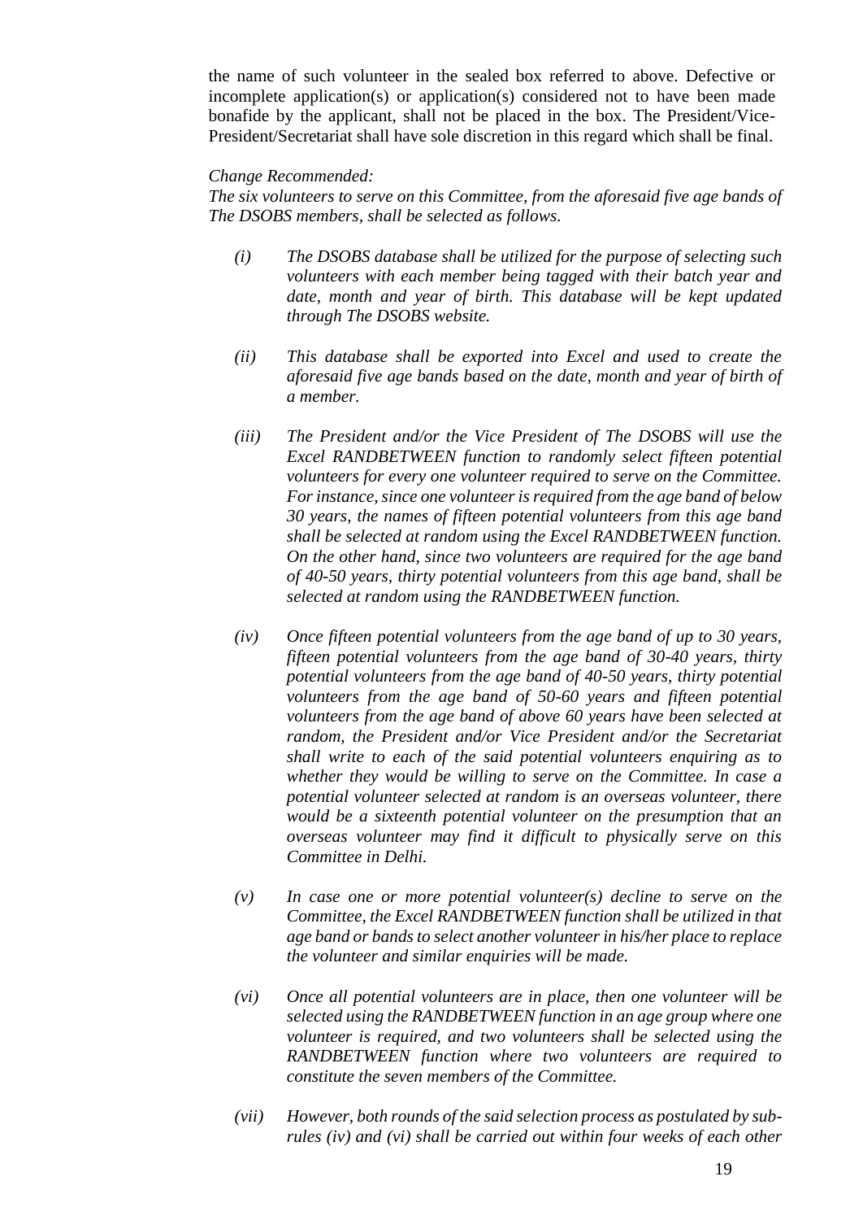the name of such volunteer in the sealed box referred to above. Defective or incomplete application(s) or application(s) considered not to have been made bonafide by the applicant, shall not be placed in the box. The President/Vice-President/Secretariat shall have sole discretion in this regard which shall be final.

*Change Recommended:*

*The six volunteers to serve on this Committee, from the aforesaid five age bands of The DSOBS members, shall be selected as follows.*

*(i) The DSOBS database shall be utilized for the purpose of selecting such volunteers with each member being tagged with their batch year and date, month and year of birth. This database will be kept updated through The DSOBS website.*

*(ii) This database shall be exported into Excel and used to create the aforesaid five age bands based on the date, month and year of birth of a member.*

*(iii) The President and/or the Vice President of The DSOBS will use the Excel RANDBETWEEN function to randomly select fifteen potential volunteers for every one volunteer required to serve on the Committee. For instance, since one volunteer is required from the age band of below 30 years, the names of fifteen potential volunteers from this age band shall be selected at random using the Excel RANDBETWEEN function. On the other hand, since two volunteers are required for the age band of 40-50 years, thirty potential volunteers from this age band, shall be selected at random using the RANDBETWEEN function.*

*(iv) Once fifteen potential volunteers from the age band of up to 30 years, fifteen potential volunteers from the age band of 30-40 years, thirty potential volunteers from the age band of 40-50 years, thirty potential volunteers from the age band of 50-60 years and fifteen potential volunteers from the age band of above 60 years have been selected at random, the President and/or Vice President and/or the Secretariat shall write to each of the said potential volunteers enquiring as to whether they would be willing to serve on the Committee. In case a potential volunteer selected at random is an overseas volunteer, there would be a sixteenth potential volunteer on the presumption that an overseas volunteer may find it difficult to physically serve on this Committee in Delhi.*

*(v) In case one or more potential volunteer(s) decline to serve on the Committee, the Excel RANDBETWEEN function shall be utilized in that age band or bands to select another volunteer in his/her place to replace the volunteer and similar enquiries will be made.*

*(vi) Once all potential volunteers are in place, then one volunteer will be selected using the RANDBETWEEN function in an age group where one volunteer is required, and two volunteers shall be selected using the RANDBETWEEN function where two volunteers are required to constitute the seven members of the Committee.*

*(vii) However, both rounds of the said selection process as postulated by sub-rules (iv) and (vi) shall be carried out within four weeks of each other*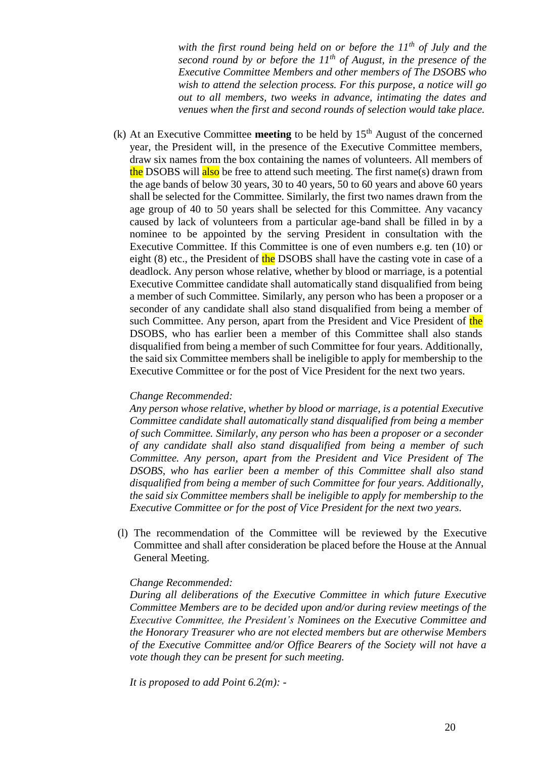*with the first round being held on or before the 11th of July and the second round by or before the 11th of August, in the presence of the Executive Committee Members and other members of The DSOBS who wish to attend the selection process. For this purpose, a notice will go out to all members, two weeks in advance, intimating the dates and venues when the first and second rounds of selection would take place.*

(k) At an Executive Committee **meeting** to be held by 15th August of the concerned year, the President will, in the presence of the Executive Committee members, draw six names from the box containing the names of volunteers. All members of the DSOBS will also be free to attend such meeting. The first name(s) drawn from the age bands of below 30 years, 30 to 40 years, 50 to 60 years and above 60 years shall be selected for the Committee. Similarly, the first two names drawn from the age group of 40 to 50 years shall be selected for this Committee. Any vacancy caused by lack of volunteers from a particular age-band shall be filled in by a nominee to be appointed by the serving President in consultation with the Executive Committee. If this Committee is one of even numbers e.g. ten (10) or eight (8) etc., the President of the DSOBS shall have the casting vote in case of a deadlock. Any person whose relative, whether by blood or marriage, is a potential Executive Committee candidate shall automatically stand disqualified from being a member of such Committee. Similarly, any person who has been a proposer or a seconder of any candidate shall also stand disqualified from being a member of such Committee. Any person, apart from the President and Vice President of the DSOBS, who has earlier been a member of this Committee shall also stands disqualified from being a member of such Committee for four years. Additionally, the said six Committee members shall be ineligible to apply for membership to the Executive Committee or for the post of Vice President for the next two years.

*Change Recommended:*

*Any person whose relative, whether by blood or marriage, is a potential Executive Committee candidate shall automatically stand disqualified from being a member of such Committee. Similarly, any person who has been a proposer or a seconder of any candidate shall also stand disqualified from being a member of such Committee. Any person, apart from the President and Vice President of The DSOBS, who has earlier been a member of this Committee shall also stand disqualified from being a member of such Committee for four years. Additionally, the said six Committee members shall be ineligible to apply for membership to the Executive Committee or for the post of Vice President for the next two years.*

(l) The recommendation of the Committee will be reviewed by the Executive Committee and shall after consideration be placed before the House at the Annual General Meeting.

*Change Recommended:*

*During all deliberations of the Executive Committee in which future Executive Committee Members are to be decided upon and/or during review meetings of the Executive Committee, the President's Nominees on the Executive Committee and the Honorary Treasurer who are not elected members but are otherwise Members of the Executive Committee and/or Office Bearers of the Society will not have a vote though they can be present for such meeting.*

*It is proposed to add Point 6.2(m): -*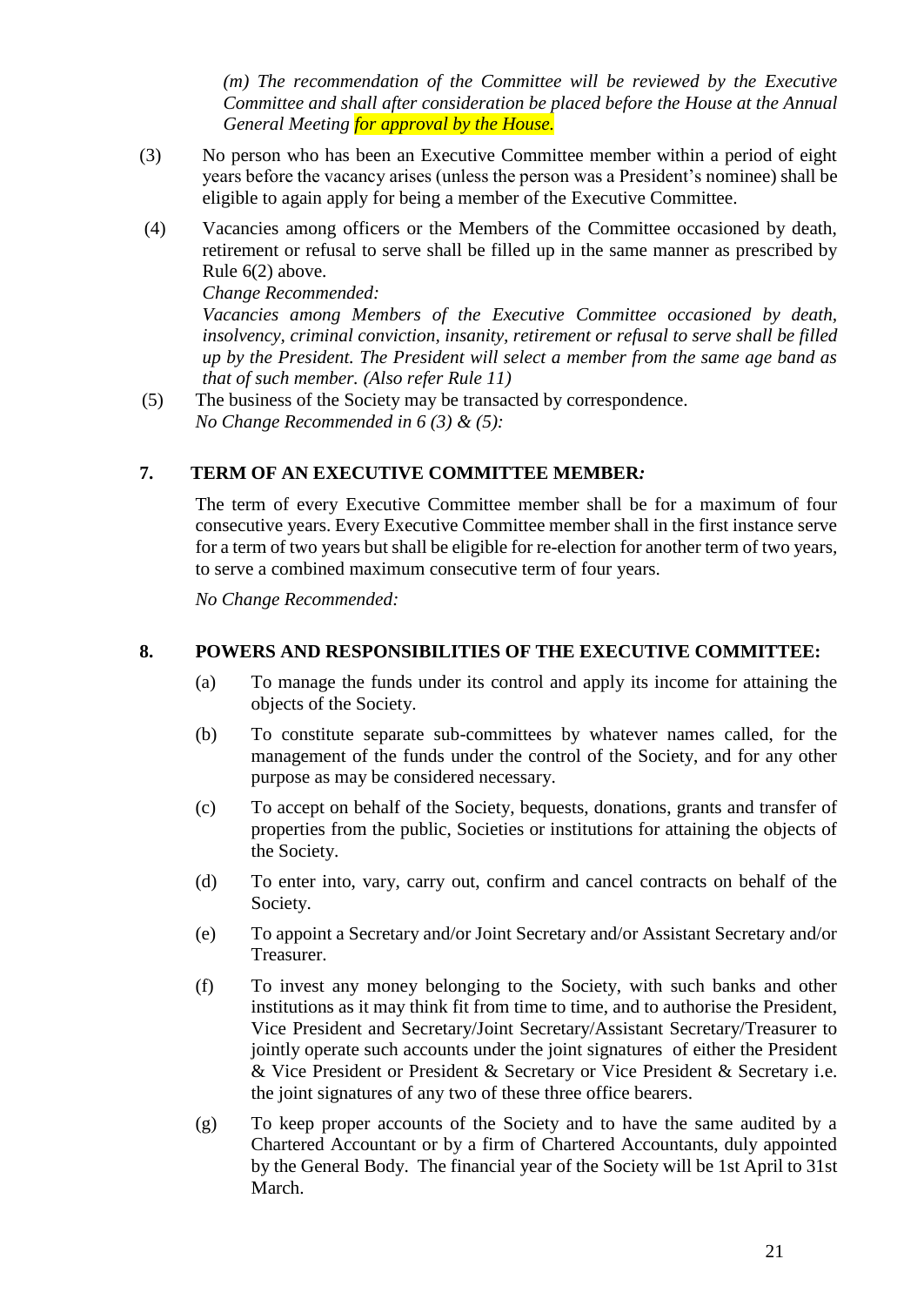*(m) The recommendation of the Committee will be reviewed by the Executive Committee and shall after consideration be placed before the House at the Annual General Meeting for approval by the House.*

(3) No person who has been an Executive Committee member within a period of eight years before the vacancy arises (unless the person was a President's nominee) shall be eligible to again apply for being a member of the Executive Committee.

(4) Vacancies among officers or the Members of the Committee occasioned by death, retirement or refusal to serve shall be filled up in the same manner as prescribed by Rule 6(2) above.

*Change Recommended:*

*Vacancies among Members of the Executive Committee occasioned by death, insolvency, criminal conviction, insanity, retirement or refusal to serve shall be filled up by the President. The President will select a member from the same age band as that of such member. (Also refer Rule 11)*

(5) The business of the Society may be transacted by correspondence.

*No Change Recommended in 6 (3) & (5):*

## 7. TERM OF AN EXECUTIVE COMMITTEE MEMBER*:*

The term of every Executive Committee member shall be for a maximum of four consecutive years. Every Executive Committee member shall in the first instance serve for a term of two years but shall be eligible for re-election for another term of two years, to serve a combined maximum consecutive term of four years.

*No Change Recommended:*

## 8. POWERS AND RESPONSIBILITIES OF THE EXECUTIVE COMMITTEE:

(a) To manage the funds under its control and apply its income for attaining the objects of the Society.

(b) To constitute separate sub-committees by whatever names called, for the management of the funds under the control of the Society, and for any other purpose as may be considered necessary.

(c) To accept on behalf of the Society, bequests, donations, grants and transfer of properties from the public, Societies or institutions for attaining the objects of the Society.

(d) To enter into, vary, carry out, confirm and cancel contracts on behalf of the Society.

(e) To appoint a Secretary and/or Joint Secretary and/or Assistant Secretary and/or Treasurer.

(f) To invest any money belonging to the Society, with such banks and other institutions as it may think fit from time to time, and to authorise the President, Vice President and Secretary/Joint Secretary/Assistant Secretary/Treasurer to jointly operate such accounts under the joint signatures of either the President & Vice President or President & Secretary or Vice President & Secretary i.e. the joint signatures of any two of these three office bearers.

(g) To keep proper accounts of the Society and to have the same audited by a Chartered Accountant or by a firm of Chartered Accountants, duly appointed by the General Body. The financial year of the Society will be 1st April to 31st March.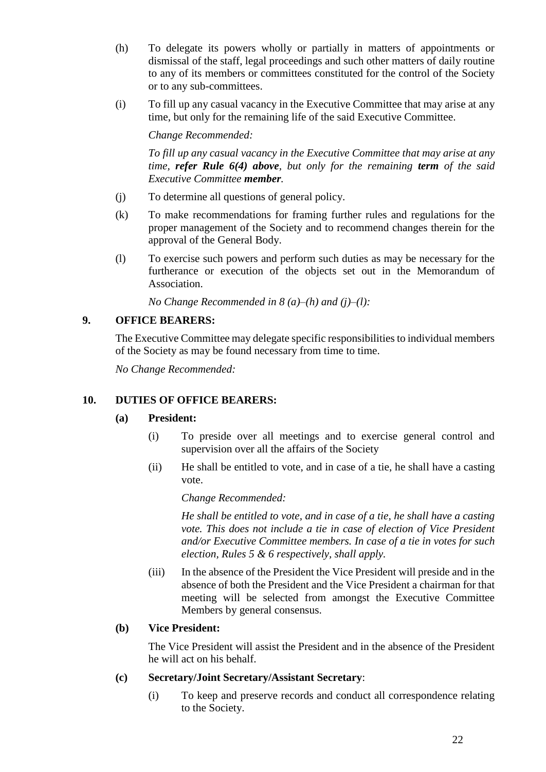(h) To delegate its powers wholly or partially in matters of appointments or dismissal of the staff, legal proceedings and such other matters of daily routine to any of its members or committees constituted for the control of the Society or to any sub-committees.

(i) To fill up any casual vacancy in the Executive Committee that may arise at any time, but only for the remaining life of the said Executive Committee.

*Change Recommended:*

*To fill up any casual vacancy in the Executive Committee that may arise at any time,* ***refer Rule 6(4) above****, but only for the remaining* ***term*** *of the said Executive Committee* ***member****.*

(j) To determine all questions of general policy.

(k) To make recommendations for framing further rules and regulations for the proper management of the Society and to recommend changes therein for the approval of the General Body.

(l) To exercise such powers and perform such duties as may be necessary for the furtherance or execution of the objects set out in the Memorandum of Association.

*No Change Recommended in 8 (a)–(h) and (j)–(l):*

**9. OFFICE BEARERS:**

The Executive Committee may delegate specific responsibilities to individual members of the Society as may be found necessary from time to time.

*No Change Recommended:*

**10. DUTIES OF OFFICE BEARERS:**

**(a) President:**

(i) To preside over all meetings and to exercise general control and supervision over all the affairs of the Society

(ii) He shall be entitled to vote, and in case of a tie, he shall have a casting vote.

*Change Recommended:*

*He shall be entitled to vote, and in case of a tie, he shall have a casting vote. This does not include a tie in case of election of Vice President and/or Executive Committee members. In case of a tie in votes for such election, Rules 5 & 6 respectively, shall apply.*

(iii) In the absence of the President the Vice President will preside and in the absence of both the President and the Vice President a chairman for that meeting will be selected from amongst the Executive Committee Members by general consensus.

**(b) Vice President:**

The Vice President will assist the President and in the absence of the President he will act on his behalf.

**(c) Secretary/Joint Secretary/Assistant Secretary**:

(i) To keep and preserve records and conduct all correspondence relating to the Society.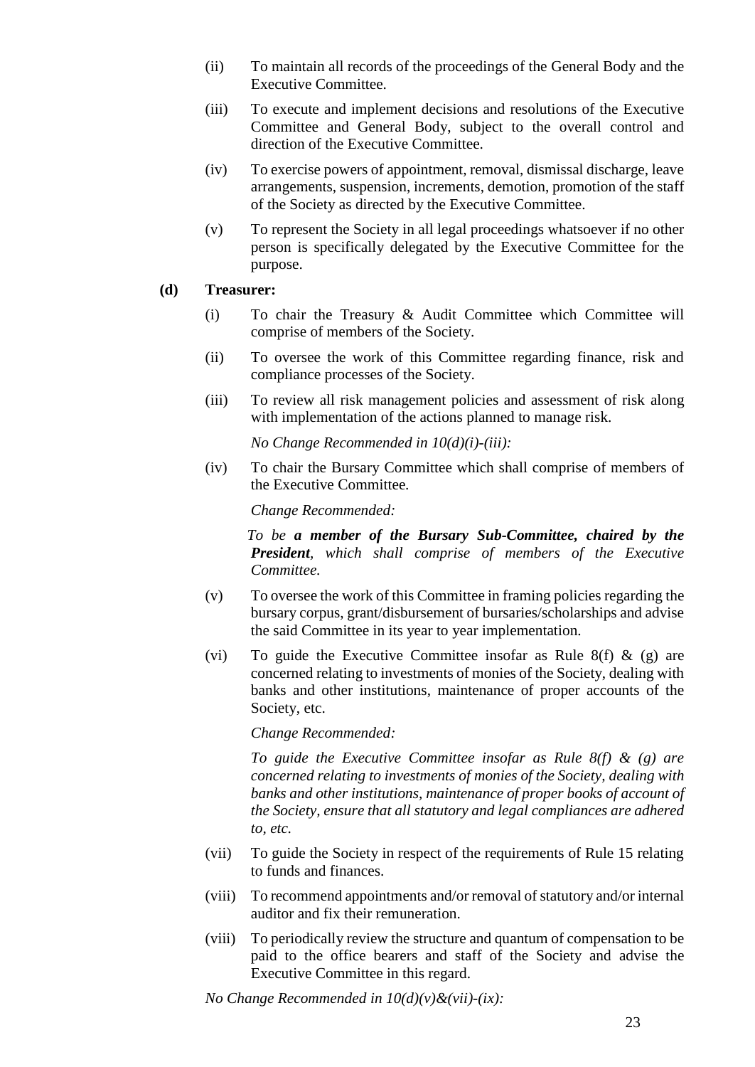(ii) To maintain all records of the proceedings of the General Body and the Executive Committee.

(iii) To execute and implement decisions and resolutions of the Executive Committee and General Body, subject to the overall control and direction of the Executive Committee.

(iv) To exercise powers of appointment, removal, dismissal discharge, leave arrangements, suspension, increments, demotion, promotion of the staff of the Society as directed by the Executive Committee.

(v) To represent the Society in all legal proceedings whatsoever if no other person is specifically delegated by the Executive Committee for the purpose.

**(d) Treasurer:**

(i) To chair the Treasury & Audit Committee which Committee will comprise of members of the Society.

(ii) To oversee the work of this Committee regarding finance, risk and compliance processes of the Society.

(iii) To review all risk management policies and assessment of risk along with implementation of the actions planned to manage risk.

*No Change Recommended in 10(d)(i)-(iii):*

(iv) To chair the Bursary Committee which shall comprise of members of the Executive Committee.

*Change Recommended:*

*To be **a member of the Bursary Sub-Committee, chaired by the President**, which shall comprise of members of the Executive Committee.*

(v) To oversee the work of this Committee in framing policies regarding the bursary corpus, grant/disbursement of bursaries/scholarships and advise the said Committee in its year to year implementation.

(vi) To guide the Executive Committee insofar as Rule 8(f) & (g) are concerned relating to investments of monies of the Society, dealing with banks and other institutions, maintenance of proper accounts of the Society, etc.

*Change Recommended:*

*To guide the Executive Committee insofar as Rule 8(f) & (g) are concerned relating to investments of monies of the Society, dealing with banks and other institutions, maintenance of proper books of account of the Society, ensure that all statutory and legal compliances are adhered to, etc.*

(vii) To guide the Society in respect of the requirements of Rule 15 relating to funds and finances.

(viii) To recommend appointments and/or removal of statutory and/or internal auditor and fix their remuneration.

(viii) To periodically review the structure and quantum of compensation to be paid to the office bearers and staff of the Society and advise the Executive Committee in this regard.

*No Change Recommended in 10(d)(v)&(vii)-(ix):*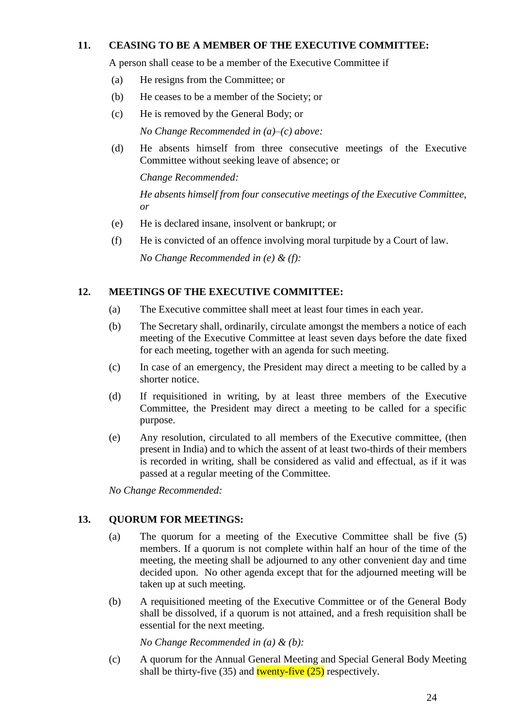## 11. CEASING TO BE A MEMBER OF THE EXECUTIVE COMMITTEE:

A person shall cease to be a member of the Executive Committee if

(a) He resigns from the Committee; or

(b) He ceases to be a member of the Society; or

(c) He is removed by the General Body; or

*No Change Recommended in (a)–(c) above:*

(d) He absents himself from three consecutive meetings of the Executive Committee without seeking leave of absence; or

*Change Recommended:*

*He absents himself from four consecutive meetings of the Executive Committee, or*

(e) He is declared insane, insolvent or bankrupt; or

(f) He is convicted of an offence involving moral turpitude by a Court of law.

*No Change Recommended in (e) & (f):*

## 12. MEETINGS OF THE EXECUTIVE COMMITTEE:

(a) The Executive committee shall meet at least four times in each year.

(b) The Secretary shall, ordinarily, circulate amongst the members a notice of each meeting of the Executive Committee at least seven days before the date fixed for each meeting, together with an agenda for such meeting.

(c) In case of an emergency, the President may direct a meeting to be called by a shorter notice.

(d) If requisitioned in writing, by at least three members of the Executive Committee, the President may direct a meeting to be called for a specific purpose.

(e) Any resolution, circulated to all members of the Executive committee, (then present in India) and to which the assent of at least two-thirds of their members is recorded in writing, shall be considered as valid and effectual, as if it was passed at a regular meeting of the Committee.

*No Change Recommended:*

## 13. QUORUM FOR MEETINGS:

(a) The quorum for a meeting of the Executive Committee shall be five (5) members. If a quorum is not complete within half an hour of the time of the meeting, the meeting shall be adjourned to any other convenient day and time decided upon. No other agenda except that for the adjourned meeting will be taken up at such meeting.

(b) A requisitioned meeting of the Executive Committee or of the General Body shall be dissolved, if a quorum is not attained, and a fresh requisition shall be essential for the next meeting.

*No Change Recommended in (a) & (b):*

(c) A quorum for the Annual General Meeting and Special General Body Meeting shall be thirty-five (35) and twenty-five (25) respectively.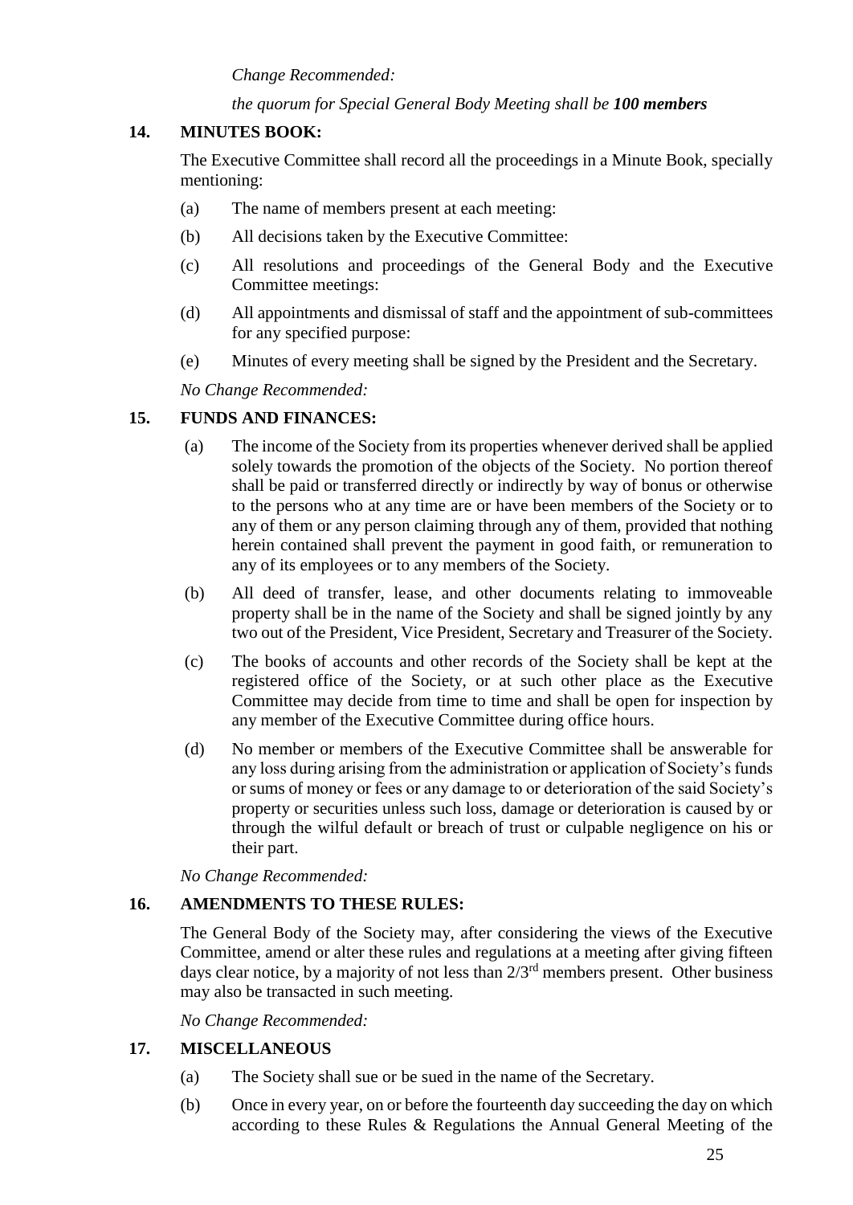*Change Recommended:*

*the quorum for Special General Body Meeting shall be **100 members***

## 14. MINUTES BOOK:

The Executive Committee shall record all the proceedings in a Minute Book, specially mentioning:

(a) The name of members present at each meeting:

(b) All decisions taken by the Executive Committee:

(c) All resolutions and proceedings of the General Body and the Executive Committee meetings:

(d) All appointments and dismissal of staff and the appointment of sub-committees for any specified purpose:

(e) Minutes of every meeting shall be signed by the President and the Secretary.

*No Change Recommended:*

## 15. FUNDS AND FINANCES:

(a) The income of the Society from its properties whenever derived shall be applied solely towards the promotion of the objects of the Society. No portion thereof shall be paid or transferred directly or indirectly by way of bonus or otherwise to the persons who at any time are or have been members of the Society or to any of them or any person claiming through any of them, provided that nothing herein contained shall prevent the payment in good faith, or remuneration to any of its employees or to any members of the Society.

(b) All deed of transfer, lease, and other documents relating to immoveable property shall be in the name of the Society and shall be signed jointly by any two out of the President, Vice President, Secretary and Treasurer of the Society.

(c) The books of accounts and other records of the Society shall be kept at the registered office of the Society, or at such other place as the Executive Committee may decide from time to time and shall be open for inspection by any member of the Executive Committee during office hours.

(d) No member or members of the Executive Committee shall be answerable for any loss during arising from the administration or application of Society's funds or sums of money or fees or any damage to or deterioration of the said Society's property or securities unless such loss, damage or deterioration is caused by or through the wilful default or breach of trust or culpable negligence on his or their part.

*No Change Recommended:*

## 16. AMENDMENTS TO THESE RULES:

The General Body of the Society may, after considering the views of the Executive Committee, amend or alter these rules and regulations at a meeting after giving fifteen days clear notice, by a majority of not less than 2/3rd members present. Other business may also be transacted in such meeting.

*No Change Recommended:*

## 17. MISCELLANEOUS

(a) The Society shall sue or be sued in the name of the Secretary.

(b) Once in every year, on or before the fourteenth day succeeding the day on which according to these Rules & Regulations the Annual General Meeting of the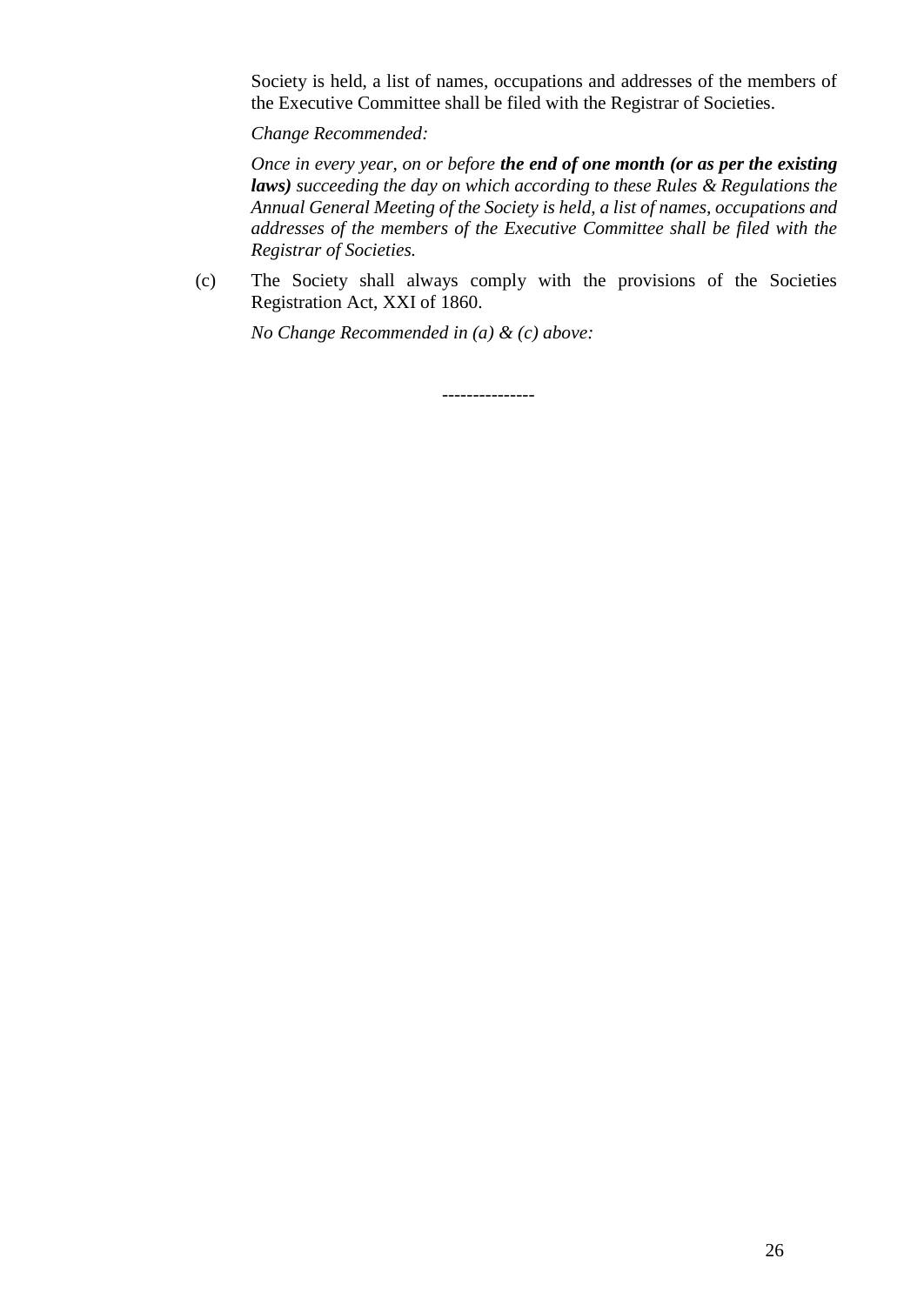Society is held, a list of names, occupations and addresses of the members of the Executive Committee shall be filed with the Registrar of Societies.

*Change Recommended:*

*Once in every year, on or before* ***the end of one month (or as per the existing laws)*** *succeeding the day on which according to these Rules & Regulations the Annual General Meeting of the Society is held, a list of names, occupations and addresses of the members of the Executive Committee shall be filed with the Registrar of Societies.*

(c) The Society shall always comply with the provisions of the Societies Registration Act, XXI of 1860.

*No Change Recommended in (a) & (c) above:*

---------------